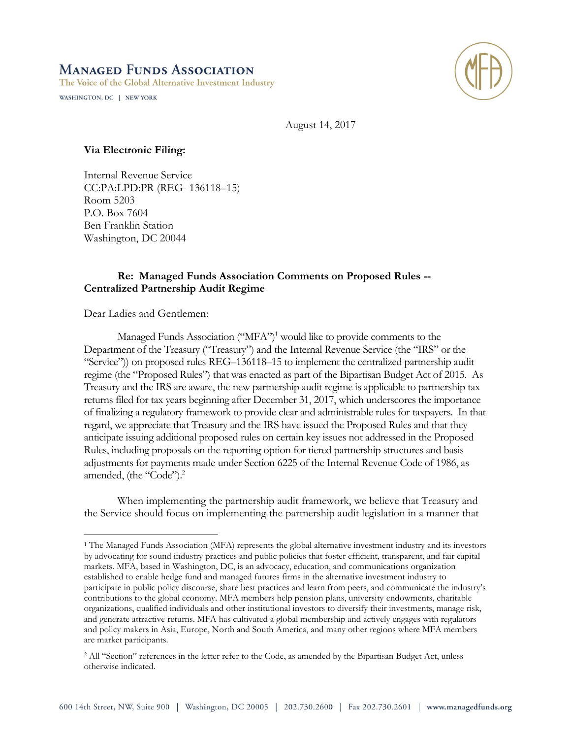# Managed Funds Association

The Voice of the Global Alternative Investment Industry

WASHINGTON, DC | NEW YORK

August 14, 2017

**Via Electronic Filing:**

Internal Revenue Service
CC:PA:LPD:PR (REG- 136118–15)
Room 5203
P.O. Box 7604
Ben Franklin Station
Washington, DC 20044

**Re: Managed Funds Association Comments on Proposed Rules -- Centralized Partnership Audit Regime**

Dear Ladies and Gentlemen:

Managed Funds Association ("MFA")[1] would like to provide comments to the Department of the Treasury ("Treasury") and the Internal Revenue Service (the "IRS" or the "Service")) on proposed rules REG–136118–15 to implement the centralized partnership audit regime (the "Proposed Rules") that was enacted as part of the Bipartisan Budget Act of 2015. As Treasury and the IRS are aware, the new partnership audit regime is applicable to partnership tax returns filed for tax years beginning after December 31, 2017, which underscores the importance of finalizing a regulatory framework to provide clear and administrable rules for taxpayers. In that regard, we appreciate that Treasury and the IRS have issued the Proposed Rules and that they anticipate issuing additional proposed rules on certain key issues not addressed in the Proposed Rules, including proposals on the reporting option for tiered partnership structures and basis adjustments for payments made under Section 6225 of the Internal Revenue Code of 1986, as amended, (the "Code").[2]

When implementing the partnership audit framework, we believe that Treasury and the Service should focus on implementing the partnership audit legislation in a manner that

[1] The Managed Funds Association (MFA) represents the global alternative investment industry and its investors by advocating for sound industry practices and public policies that foster efficient, transparent, and fair capital markets. MFA, based in Washington, DC, is an advocacy, education, and communications organization established to enable hedge fund and managed futures firms in the alternative investment industry to participate in public policy discourse, share best practices and learn from peers, and communicate the industry's contributions to the global economy. MFA members help pension plans, university endowments, charitable organizations, qualified individuals and other institutional investors to diversify their investments, manage risk, and generate attractive returns. MFA has cultivated a global membership and actively engages with regulators and policy makers in Asia, Europe, North and South America, and many other regions where MFA members are market participants.

[2] All "Section" references in the letter refer to the Code, as amended by the Bipartisan Budget Act, unless otherwise indicated.

600 14th Street, NW, Suite 900 | Washington, DC 20005 | 202.730.2600 | Fax 202.730.2601 | www.managedfunds.org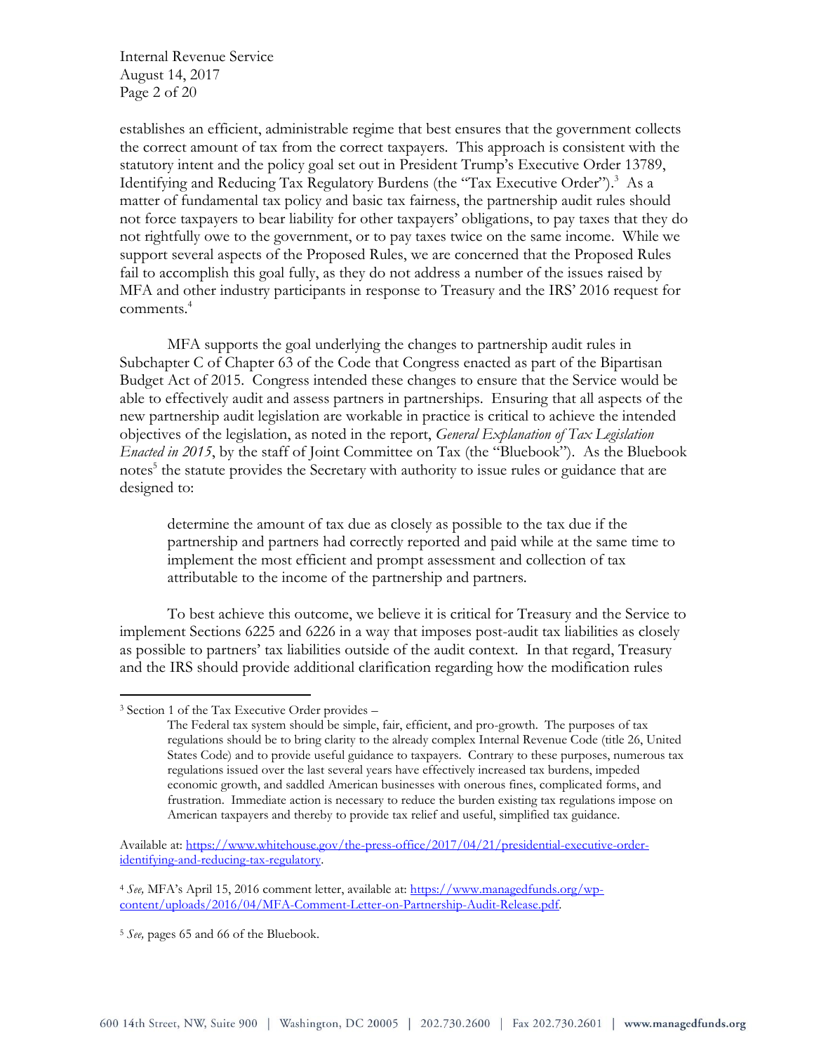establishes an efficient, administrable regime that best ensures that the government collects the correct amount of tax from the correct taxpayers. This approach is consistent with the statutory intent and the policy goal set out in President Trump's Executive Order 13789, Identifying and Reducing Tax Regulatory Burdens (the "Tax Executive Order").[3] As a matter of fundamental tax policy and basic tax fairness, the partnership audit rules should not force taxpayers to bear liability for other taxpayers' obligations, to pay taxes that they do not rightfully owe to the government, or to pay taxes twice on the same income. While we support several aspects of the Proposed Rules, we are concerned that the Proposed Rules fail to accomplish this goal fully, as they do not address a number of the issues raised by MFA and other industry participants in response to Treasury and the IRS' 2016 request for comments.[4]

MFA supports the goal underlying the changes to partnership audit rules in Subchapter C of Chapter 63 of the Code that Congress enacted as part of the Bipartisan Budget Act of 2015. Congress intended these changes to ensure that the Service would be able to effectively audit and assess partners in partnerships. Ensuring that all aspects of the new partnership audit legislation are workable in practice is critical to achieve the intended objectives of the legislation, as noted in the report, *General Explanation of Tax Legislation Enacted in 2015*, by the staff of Joint Committee on Tax (the "Bluebook"). As the Bluebook notes[5] the statute provides the Secretary with authority to issue rules or guidance that are designed to:

> determine the amount of tax due as closely as possible to the tax due if the partnership and partners had correctly reported and paid while at the same time to implement the most efficient and prompt assessment and collection of tax attributable to the income of the partnership and partners.

To best achieve this outcome, we believe it is critical for Treasury and the Service to implement Sections 6225 and 6226 in a way that imposes post-audit tax liabilities as closely as possible to partners' tax liabilities outside of the audit context. In that regard, Treasury and the IRS should provide additional clarification regarding how the modification rules

---

[3] Section 1 of the Tax Executive Order provides –

> The Federal tax system should be simple, fair, efficient, and pro-growth. The purposes of tax regulations should be to bring clarity to the already complex Internal Revenue Code (title 26, United States Code) and to provide useful guidance to taxpayers. Contrary to these purposes, numerous tax regulations issued over the last several years have effectively increased tax burdens, impeded economic growth, and saddled American businesses with onerous fines, complicated forms, and frustration. Immediate action is necessary to reduce the burden existing tax regulations impose on American taxpayers and thereby to provide tax relief and useful, simplified tax guidance.

Available at: https://www.whitehouse.gov/the-press-office/2017/04/21/presidential-executive-order-identifying-and-reducing-tax-regulatory.

[4] *See,* MFA's April 15, 2016 comment letter, available at: https://www.managedfunds.org/wp-content/uploads/2016/04/MFA-Comment-Letter-on-Partnership-Audit-Release.pdf.

[5] *See,* pages 65 and 66 of the Bluebook.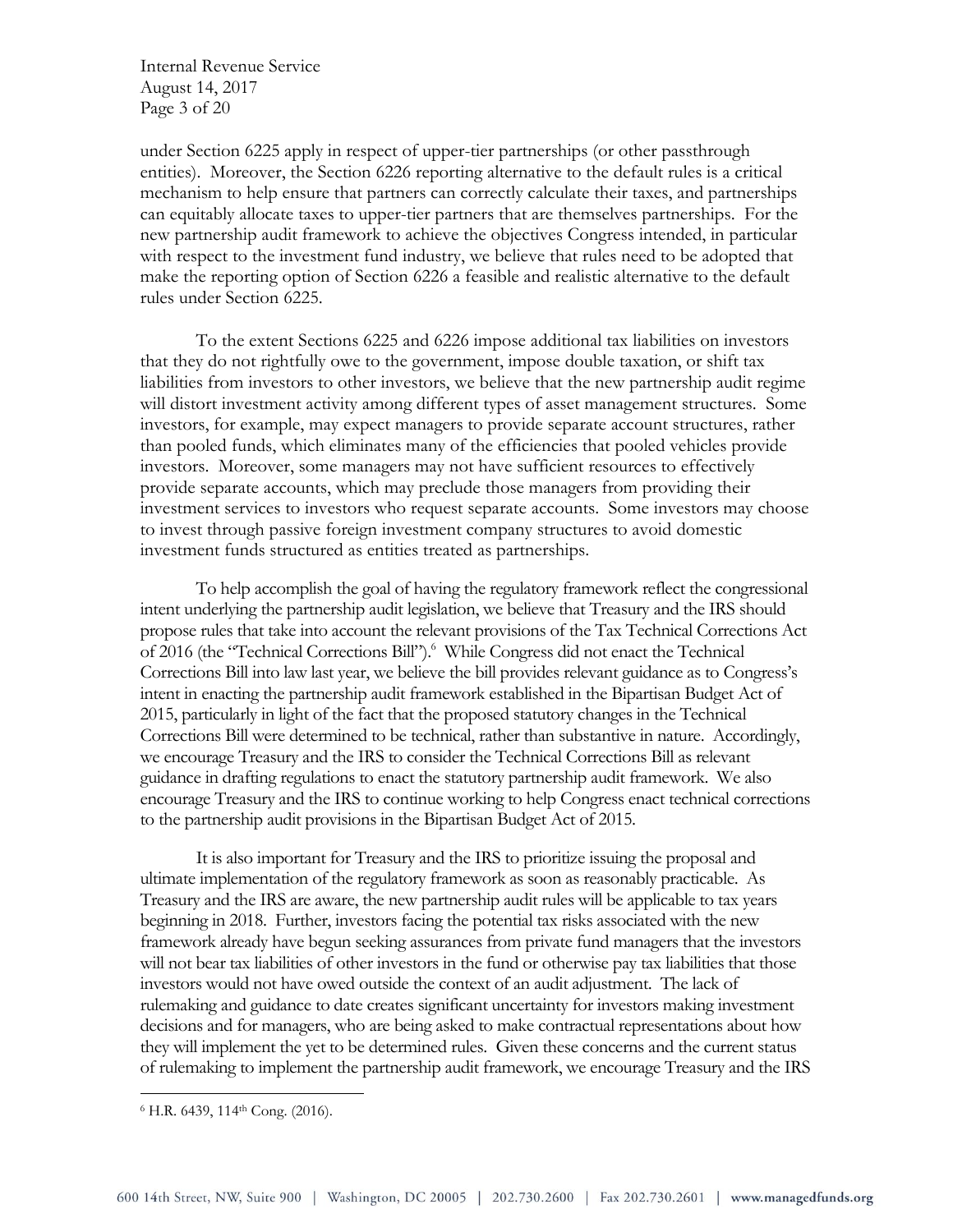under Section 6225 apply in respect of upper-tier partnerships (or other passthrough entities). Moreover, the Section 6226 reporting alternative to the default rules is a critical mechanism to help ensure that partners can correctly calculate their taxes, and partnerships can equitably allocate taxes to upper-tier partners that are themselves partnerships. For the new partnership audit framework to achieve the objectives Congress intended, in particular with respect to the investment fund industry, we believe that rules need to be adopted that make the reporting option of Section 6226 a feasible and realistic alternative to the default rules under Section 6225.

To the extent Sections 6225 and 6226 impose additional tax liabilities on investors that they do not rightfully owe to the government, impose double taxation, or shift tax liabilities from investors to other investors, we believe that the new partnership audit regime will distort investment activity among different types of asset management structures. Some investors, for example, may expect managers to provide separate account structures, rather than pooled funds, which eliminates many of the efficiencies that pooled vehicles provide investors. Moreover, some managers may not have sufficient resources to effectively provide separate accounts, which may preclude those managers from providing their investment services to investors who request separate accounts. Some investors may choose to invest through passive foreign investment company structures to avoid domestic investment funds structured as entities treated as partnerships.

To help accomplish the goal of having the regulatory framework reflect the congressional intent underlying the partnership audit legislation, we believe that Treasury and the IRS should propose rules that take into account the relevant provisions of the Tax Technical Corrections Act of 2016 (the "Technical Corrections Bill").[6] While Congress did not enact the Technical Corrections Bill into law last year, we believe the bill provides relevant guidance as to Congress's intent in enacting the partnership audit framework established in the Bipartisan Budget Act of 2015, particularly in light of the fact that the proposed statutory changes in the Technical Corrections Bill were determined to be technical, rather than substantive in nature. Accordingly, we encourage Treasury and the IRS to consider the Technical Corrections Bill as relevant guidance in drafting regulations to enact the statutory partnership audit framework. We also encourage Treasury and the IRS to continue working to help Congress enact technical corrections to the partnership audit provisions in the Bipartisan Budget Act of 2015.

It is also important for Treasury and the IRS to prioritize issuing the proposal and ultimate implementation of the regulatory framework as soon as reasonably practicable. As Treasury and the IRS are aware, the new partnership audit rules will be applicable to tax years beginning in 2018. Further, investors facing the potential tax risks associated with the new framework already have begun seeking assurances from private fund managers that the investors will not bear tax liabilities of other investors in the fund or otherwise pay tax liabilities that those investors would not have owed outside the context of an audit adjustment. The lack of rulemaking and guidance to date creates significant uncertainty for investors making investment decisions and for managers, who are being asked to make contractual representations about how they will implement the yet to be determined rules. Given these concerns and the current status of rulemaking to implement the partnership audit framework, we encourage Treasury and the IRS

---

[6] H.R. 6439, 114th Cong. (2016).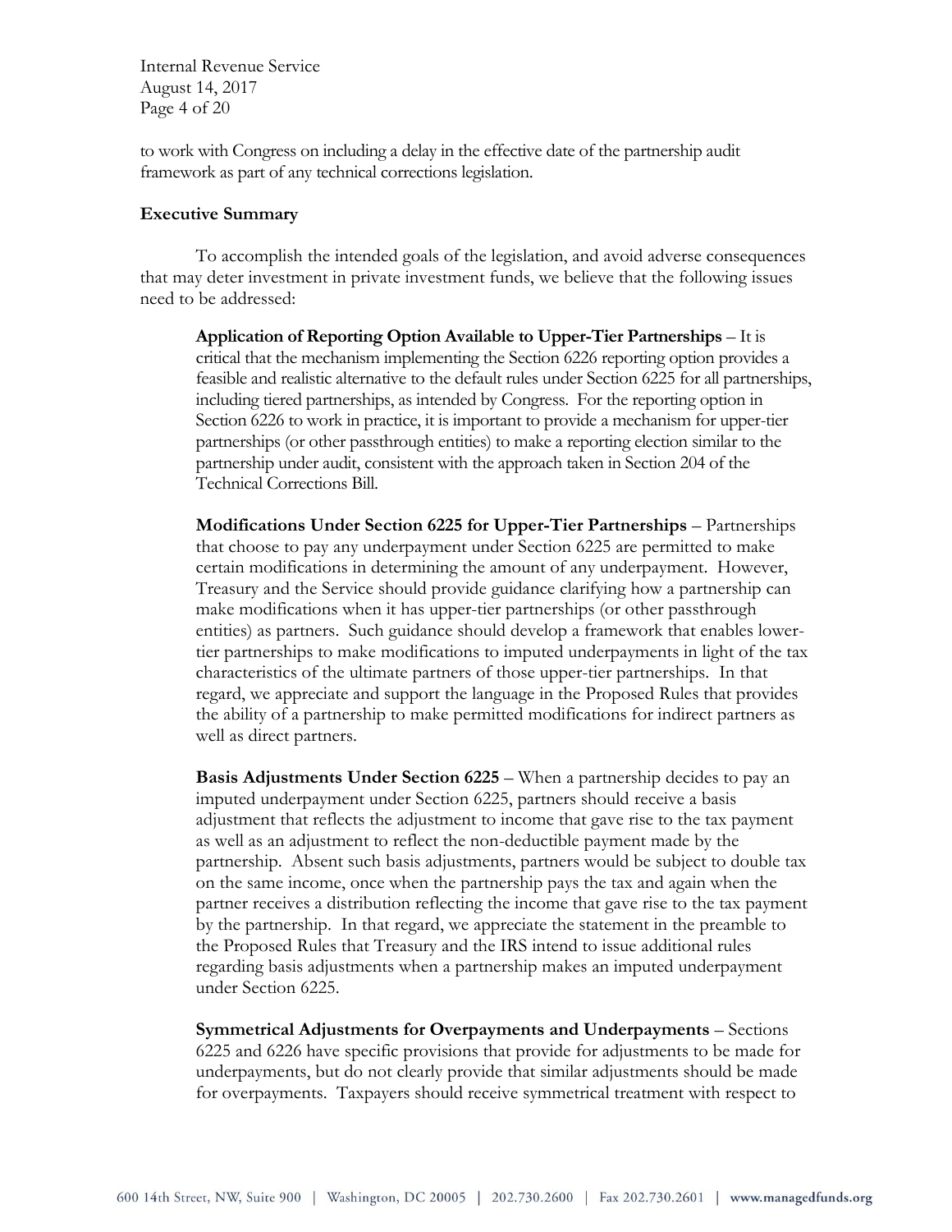to work with Congress on including a delay in the effective date of the partnership audit framework as part of any technical corrections legislation.

**Executive Summary**

To accomplish the intended goals of the legislation, and avoid adverse consequences that may deter investment in private investment funds, we believe that the following issues need to be addressed:

> **Application of Reporting Option Available to Upper-Tier Partnerships** – It is critical that the mechanism implementing the Section 6226 reporting option provides a feasible and realistic alternative to the default rules under Section 6225 for all partnerships, including tiered partnerships, as intended by Congress. For the reporting option in Section 6226 to work in practice, it is important to provide a mechanism for upper-tier partnerships (or other passthrough entities) to make a reporting election similar to the partnership under audit, consistent with the approach taken in Section 204 of the Technical Corrections Bill.
>
> **Modifications Under Section 6225 for Upper-Tier Partnerships** – Partnerships that choose to pay any underpayment under Section 6225 are permitted to make certain modifications in determining the amount of any underpayment. However, Treasury and the Service should provide guidance clarifying how a partnership can make modifications when it has upper-tier partnerships (or other passthrough entities) as partners. Such guidance should develop a framework that enables lower-tier partnerships to make modifications to imputed underpayments in light of the tax characteristics of the ultimate partners of those upper-tier partnerships. In that regard, we appreciate and support the language in the Proposed Rules that provides the ability of a partnership to make permitted modifications for indirect partners as well as direct partners.
>
> **Basis Adjustments Under Section 6225** – When a partnership decides to pay an imputed underpayment under Section 6225, partners should receive a basis adjustment that reflects the adjustment to income that gave rise to the tax payment as well as an adjustment to reflect the non-deductible payment made by the partnership. Absent such basis adjustments, partners would be subject to double tax on the same income, once when the partnership pays the tax and again when the partner receives a distribution reflecting the income that gave rise to the tax payment by the partnership. In that regard, we appreciate the statement in the preamble to the Proposed Rules that Treasury and the IRS intend to issue additional rules regarding basis adjustments when a partnership makes an imputed underpayment under Section 6225.
>
> **Symmetrical Adjustments for Overpayments and Underpayments** – Sections 6225 and 6226 have specific provisions that provide for adjustments to be made for underpayments, but do not clearly provide that similar adjustments should be made for overpayments. Taxpayers should receive symmetrical treatment with respect to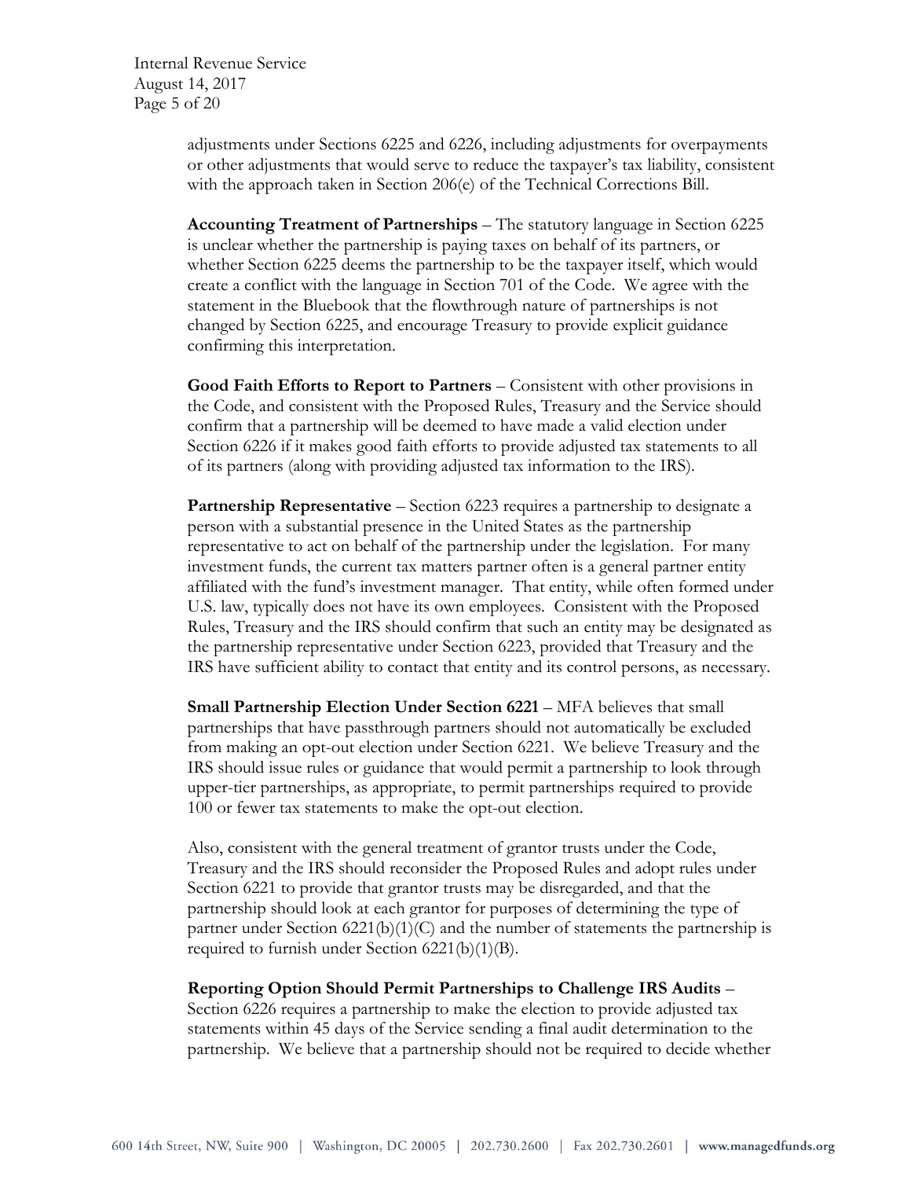adjustments under Sections 6225 and 6226, including adjustments for overpayments or other adjustments that would serve to reduce the taxpayer's tax liability, consistent with the approach taken in Section 206(e) of the Technical Corrections Bill.

**Accounting Treatment of Partnerships** – The statutory language in Section 6225 is unclear whether the partnership is paying taxes on behalf of its partners, or whether Section 6225 deems the partnership to be the taxpayer itself, which would create a conflict with the language in Section 701 of the Code. We agree with the statement in the Bluebook that the flowthrough nature of partnerships is not changed by Section 6225, and encourage Treasury to provide explicit guidance confirming this interpretation.

**Good Faith Efforts to Report to Partners** – Consistent with other provisions in the Code, and consistent with the Proposed Rules, Treasury and the Service should confirm that a partnership will be deemed to have made a valid election under Section 6226 if it makes good faith efforts to provide adjusted tax statements to all of its partners (along with providing adjusted tax information to the IRS).

**Partnership Representative** – Section 6223 requires a partnership to designate a person with a substantial presence in the United States as the partnership representative to act on behalf of the partnership under the legislation. For many investment funds, the current tax matters partner often is a general partner entity affiliated with the fund's investment manager. That entity, while often formed under U.S. law, typically does not have its own employees. Consistent with the Proposed Rules, Treasury and the IRS should confirm that such an entity may be designated as the partnership representative under Section 6223, provided that Treasury and the IRS have sufficient ability to contact that entity and its control persons, as necessary.

**Small Partnership Election Under Section 6221** – MFA believes that small partnerships that have passthrough partners should not automatically be excluded from making an opt-out election under Section 6221. We believe Treasury and the IRS should issue rules or guidance that would permit a partnership to look through upper-tier partnerships, as appropriate, to permit partnerships required to provide 100 or fewer tax statements to make the opt-out election.

Also, consistent with the general treatment of grantor trusts under the Code, Treasury and the IRS should reconsider the Proposed Rules and adopt rules under Section 6221 to provide that grantor trusts may be disregarded, and that the partnership should look at each grantor for purposes of determining the type of partner under Section 6221(b)(1)(C) and the number of statements the partnership is required to furnish under Section 6221(b)(1)(B).

**Reporting Option Should Permit Partnerships to Challenge IRS Audits** – Section 6226 requires a partnership to make the election to provide adjusted tax statements within 45 days of the Service sending a final audit determination to the partnership. We believe that a partnership should not be required to decide whether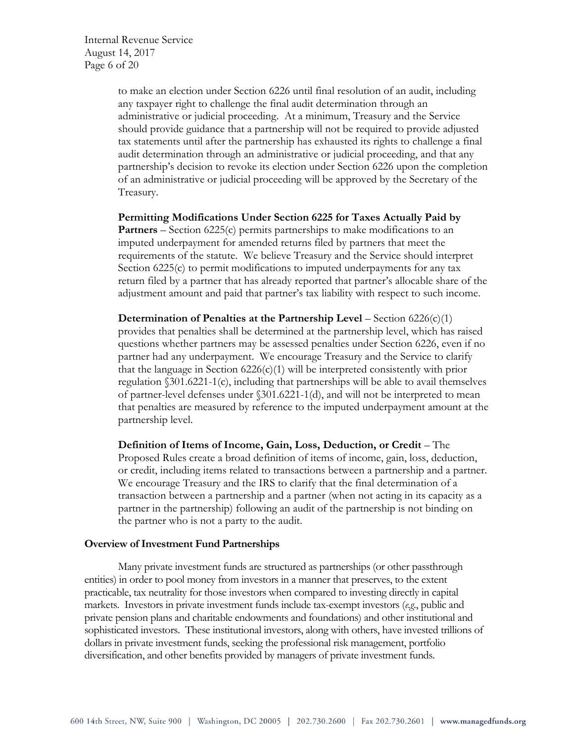to make an election under Section 6226 until final resolution of an audit, including any taxpayer right to challenge the final audit determination through an administrative or judicial proceeding. At a minimum, Treasury and the Service should provide guidance that a partnership will not be required to provide adjusted tax statements until after the partnership has exhausted its rights to challenge a final audit determination through an administrative or judicial proceeding, and that any partnership's decision to revoke its election under Section 6226 upon the completion of an administrative or judicial proceeding will be approved by the Secretary of the Treasury.

**Permitting Modifications Under Section 6225 for Taxes Actually Paid by Partners** – Section 6225(c) permits partnerships to make modifications to an imputed underpayment for amended returns filed by partners that meet the requirements of the statute. We believe Treasury and the Service should interpret Section 6225(c) to permit modifications to imputed underpayments for any tax return filed by a partner that has already reported that partner's allocable share of the adjustment amount and paid that partner's tax liability with respect to such income.

**Determination of Penalties at the Partnership Level** – Section 6226(c)(1) provides that penalties shall be determined at the partnership level, which has raised questions whether partners may be assessed penalties under Section 6226, even if no partner had any underpayment. We encourage Treasury and the Service to clarify that the language in Section 6226(c)(1) will be interpreted consistently with prior regulation §301.6221-1(c), including that partnerships will be able to avail themselves of partner-level defenses under §301.6221-1(d), and will not be interpreted to mean that penalties are measured by reference to the imputed underpayment amount at the partnership level.

**Definition of Items of Income, Gain, Loss, Deduction, or Credit** – The Proposed Rules create a broad definition of items of income, gain, loss, deduction, or credit, including items related to transactions between a partnership and a partner. We encourage Treasury and the IRS to clarify that the final determination of a transaction between a partnership and a partner (when not acting in its capacity as a partner in the partnership) following an audit of the partnership is not binding on the partner who is not a party to the audit.

**Overview of Investment Fund Partnerships**

Many private investment funds are structured as partnerships (or other passthrough entities) in order to pool money from investors in a manner that preserves, to the extent practicable, tax neutrality for those investors when compared to investing directly in capital markets. Investors in private investment funds include tax-exempt investors (*e.g.*, public and private pension plans and charitable endowments and foundations) and other institutional and sophisticated investors. These institutional investors, along with others, have invested trillions of dollars in private investment funds, seeking the professional risk management, portfolio diversification, and other benefits provided by managers of private investment funds.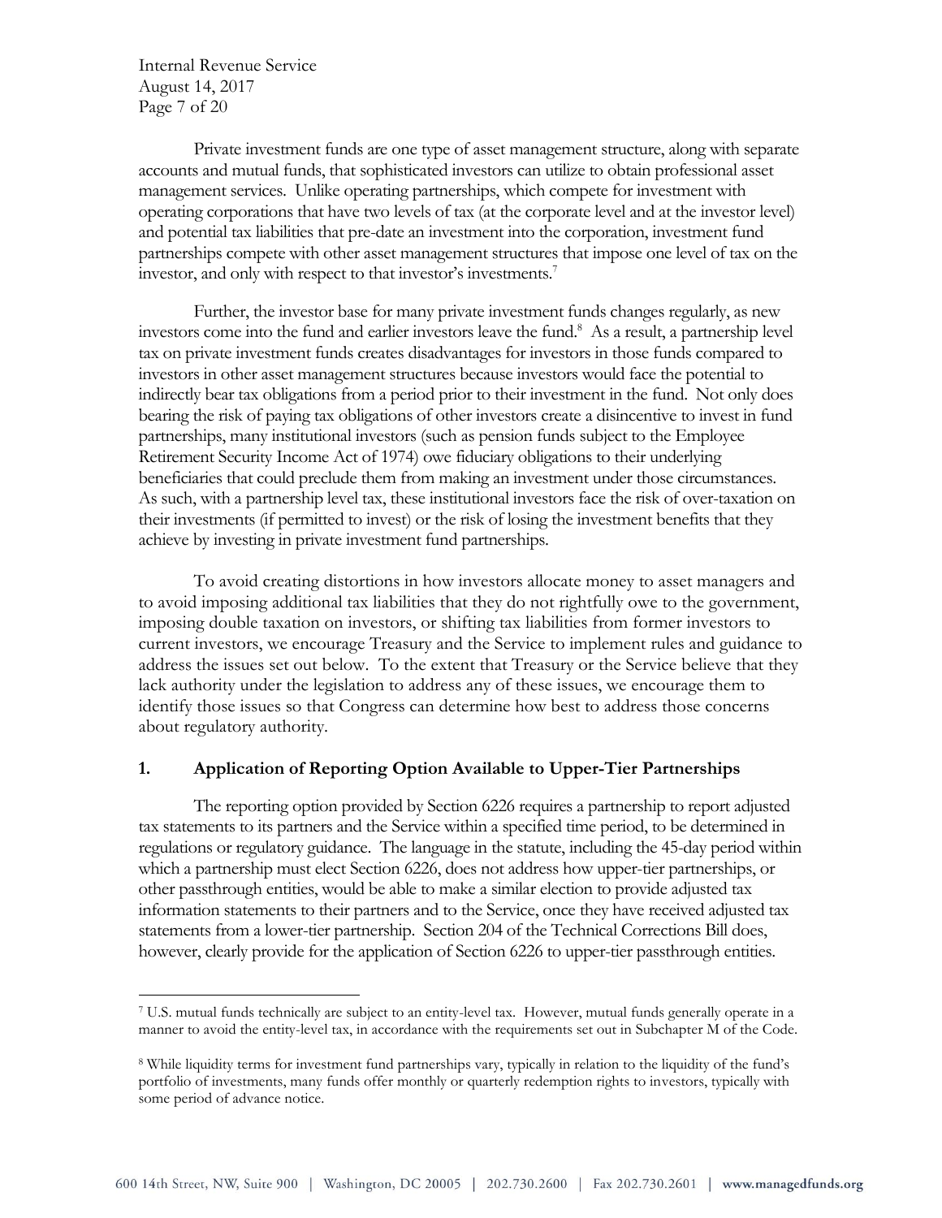Private investment funds are one type of asset management structure, along with separate accounts and mutual funds, that sophisticated investors can utilize to obtain professional asset management services. Unlike operating partnerships, which compete for investment with operating corporations that have two levels of tax (at the corporate level and at the investor level) and potential tax liabilities that pre-date an investment into the corporation, investment fund partnerships compete with other asset management structures that impose one level of tax on the investor, and only with respect to that investor's investments.[7]

Further, the investor base for many private investment funds changes regularly, as new investors come into the fund and earlier investors leave the fund.[8] As a result, a partnership level tax on private investment funds creates disadvantages for investors in those funds compared to investors in other asset management structures because investors would face the potential to indirectly bear tax obligations from a period prior to their investment in the fund. Not only does bearing the risk of paying tax obligations of other investors create a disincentive to invest in fund partnerships, many institutional investors (such as pension funds subject to the Employee Retirement Security Income Act of 1974) owe fiduciary obligations to their underlying beneficiaries that could preclude them from making an investment under those circumstances. As such, with a partnership level tax, these institutional investors face the risk of over-taxation on their investments (if permitted to invest) or the risk of losing the investment benefits that they achieve by investing in private investment fund partnerships.

To avoid creating distortions in how investors allocate money to asset managers and to avoid imposing additional tax liabilities that they do not rightfully owe to the government, imposing double taxation on investors, or shifting tax liabilities from former investors to current investors, we encourage Treasury and the Service to implement rules and guidance to address the issues set out below. To the extent that Treasury or the Service believe that they lack authority under the legislation to address any of these issues, we encourage them to identify those issues so that Congress can determine how best to address those concerns about regulatory authority.

## 1. Application of Reporting Option Available to Upper-Tier Partnerships

The reporting option provided by Section 6226 requires a partnership to report adjusted tax statements to its partners and the Service within a specified time period, to be determined in regulations or regulatory guidance. The language in the statute, including the 45-day period within which a partnership must elect Section 6226, does not address how upper-tier partnerships, or other passthrough entities, would be able to make a similar election to provide adjusted tax information statements to their partners and to the Service, once they have received adjusted tax statements from a lower-tier partnership. Section 204 of the Technical Corrections Bill does, however, clearly provide for the application of Section 6226 to upper-tier passthrough entities.

---

[7] U.S. mutual funds technically are subject to an entity-level tax. However, mutual funds generally operate in a manner to avoid the entity-level tax, in accordance with the requirements set out in Subchapter M of the Code.

[8] While liquidity terms for investment fund partnerships vary, typically in relation to the liquidity of the fund's portfolio of investments, many funds offer monthly or quarterly redemption rights to investors, typically with some period of advance notice.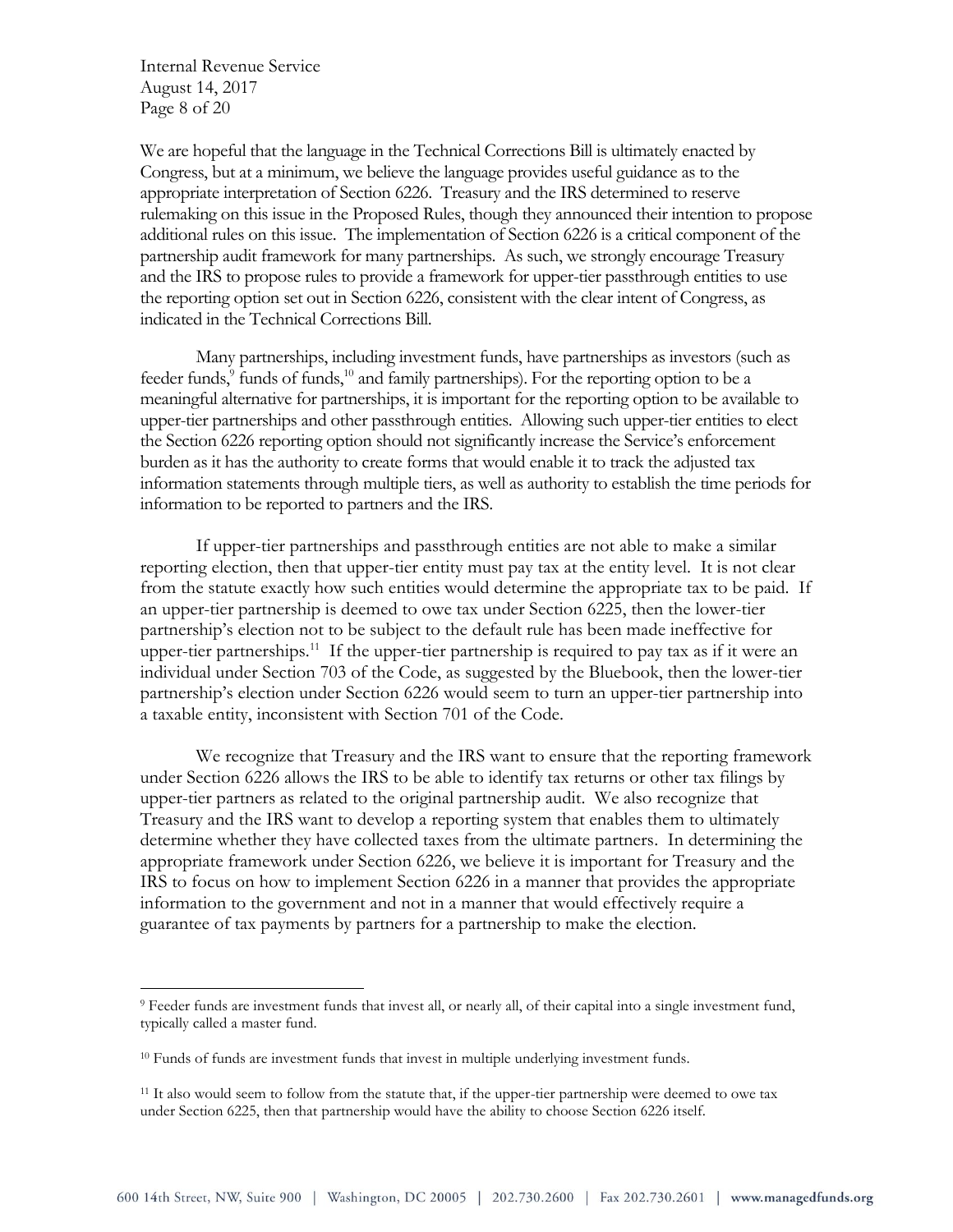We are hopeful that the language in the Technical Corrections Bill is ultimately enacted by Congress, but at a minimum, we believe the language provides useful guidance as to the appropriate interpretation of Section 6226. Treasury and the IRS determined to reserve rulemaking on this issue in the Proposed Rules, though they announced their intention to propose additional rules on this issue. The implementation of Section 6226 is a critical component of the partnership audit framework for many partnerships. As such, we strongly encourage Treasury and the IRS to propose rules to provide a framework for upper-tier passthrough entities to use the reporting option set out in Section 6226, consistent with the clear intent of Congress, as indicated in the Technical Corrections Bill.

Many partnerships, including investment funds, have partnerships as investors (such as feeder funds,[9] funds of funds,[10] and family partnerships). For the reporting option to be a meaningful alternative for partnerships, it is important for the reporting option to be available to upper-tier partnerships and other passthrough entities. Allowing such upper-tier entities to elect the Section 6226 reporting option should not significantly increase the Service's enforcement burden as it has the authority to create forms that would enable it to track the adjusted tax information statements through multiple tiers, as well as authority to establish the time periods for information to be reported to partners and the IRS.

If upper-tier partnerships and passthrough entities are not able to make a similar reporting election, then that upper-tier entity must pay tax at the entity level. It is not clear from the statute exactly how such entities would determine the appropriate tax to be paid. If an upper-tier partnership is deemed to owe tax under Section 6225, then the lower-tier partnership's election not to be subject to the default rule has been made ineffective for upper-tier partnerships.[11] If the upper-tier partnership is required to pay tax as if it were an individual under Section 703 of the Code, as suggested by the Bluebook, then the lower-tier partnership's election under Section 6226 would seem to turn an upper-tier partnership into a taxable entity, inconsistent with Section 701 of the Code.

We recognize that Treasury and the IRS want to ensure that the reporting framework under Section 6226 allows the IRS to be able to identify tax returns or other tax filings by upper-tier partners as related to the original partnership audit. We also recognize that Treasury and the IRS want to develop a reporting system that enables them to ultimately determine whether they have collected taxes from the ultimate partners. In determining the appropriate framework under Section 6226, we believe it is important for Treasury and the IRS to focus on how to implement Section 6226 in a manner that provides the appropriate information to the government and not in a manner that would effectively require a guarantee of tax payments by partners for a partnership to make the election.

---

[9] Feeder funds are investment funds that invest all, or nearly all, of their capital into a single investment fund, typically called a master fund.

[10] Funds of funds are investment funds that invest in multiple underlying investment funds.

[11] It also would seem to follow from the statute that, if the upper-tier partnership were deemed to owe tax under Section 6225, then that partnership would have the ability to choose Section 6226 itself.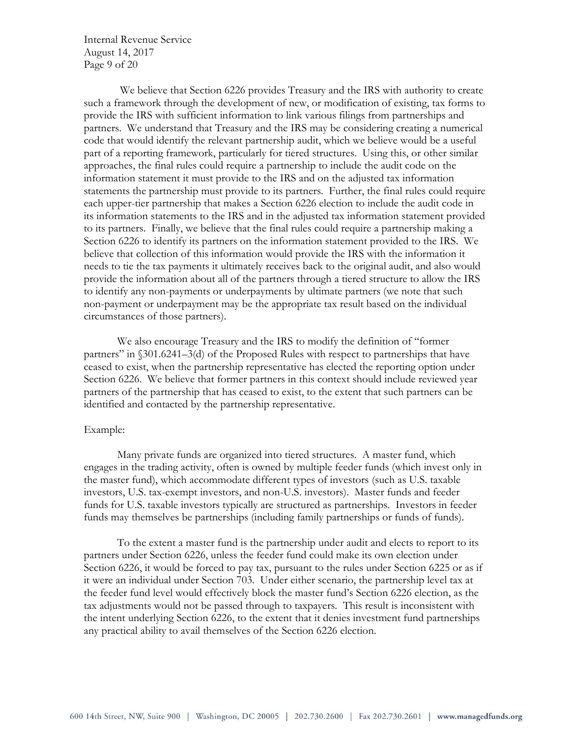We believe that Section 6226 provides Treasury and the IRS with authority to create such a framework through the development of new, or modification of existing, tax forms to provide the IRS with sufficient information to link various filings from partnerships and partners. We understand that Treasury and the IRS may be considering creating a numerical code that would identify the relevant partnership audit, which we believe would be a useful part of a reporting framework, particularly for tiered structures. Using this, or other similar approaches, the final rules could require a partnership to include the audit code on the information statement it must provide to the IRS and on the adjusted tax information statements the partnership must provide to its partners. Further, the final rules could require each upper-tier partnership that makes a Section 6226 election to include the audit code in its information statements to the IRS and in the adjusted tax information statement provided to its partners. Finally, we believe that the final rules could require a partnership making a Section 6226 to identify its partners on the information statement provided to the IRS. We believe that collection of this information would provide the IRS with the information it needs to tie the tax payments it ultimately receives back to the original audit, and also would provide the information about all of the partners through a tiered structure to allow the IRS to identify any non-payments or underpayments by ultimate partners (we note that such non-payment or underpayment may be the appropriate tax result based on the individual circumstances of those partners).

We also encourage Treasury and the IRS to modify the definition of "former partners" in §301.6241–3(d) of the Proposed Rules with respect to partnerships that have ceased to exist, when the partnership representative has elected the reporting option under Section 6226. We believe that former partners in this context should include reviewed year partners of the partnership that has ceased to exist, to the extent that such partners can be identified and contacted by the partnership representative.

Example:

Many private funds are organized into tiered structures. A master fund, which engages in the trading activity, often is owned by multiple feeder funds (which invest only in the master fund), which accommodate different types of investors (such as U.S. taxable investors, U.S. tax-exempt investors, and non-U.S. investors). Master funds and feeder funds for U.S. taxable investors typically are structured as partnerships. Investors in feeder funds may themselves be partnerships (including family partnerships or funds of funds).

To the extent a master fund is the partnership under audit and elects to report to its partners under Section 6226, unless the feeder fund could make its own election under Section 6226, it would be forced to pay tax, pursuant to the rules under Section 6225 or as if it were an individual under Section 703. Under either scenario, the partnership level tax at the feeder fund level would effectively block the master fund's Section 6226 election, as the tax adjustments would not be passed through to taxpayers. This result is inconsistent with the intent underlying Section 6226, to the extent that it denies investment fund partnerships any practical ability to avail themselves of the Section 6226 election.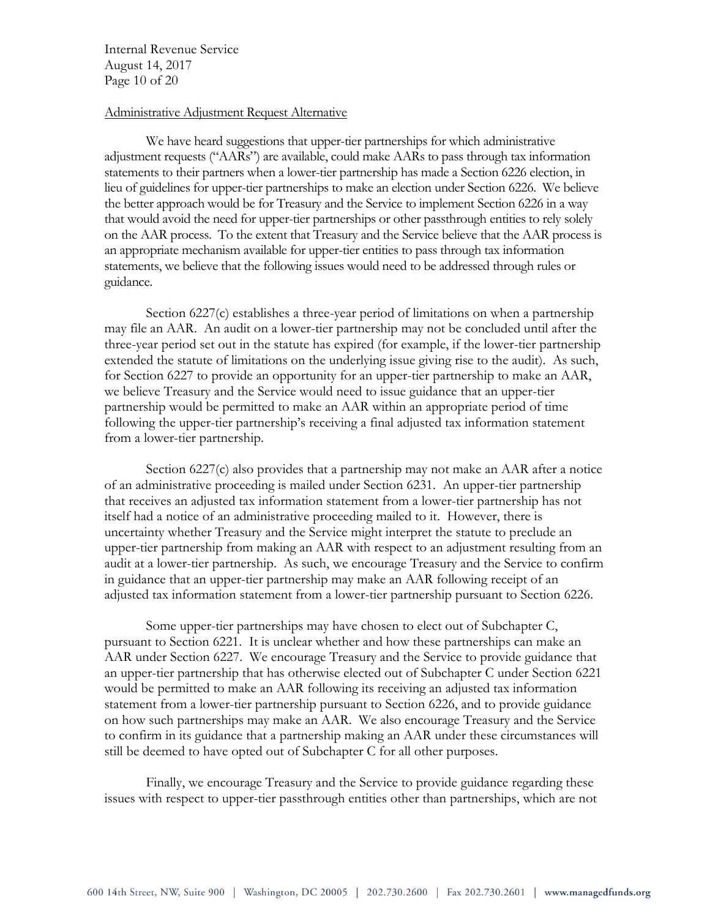Administrative Adjustment Request Alternative

We have heard suggestions that upper-tier partnerships for which administrative adjustment requests ("AARs") are available, could make AARs to pass through tax information statements to their partners when a lower-tier partnership has made a Section 6226 election, in lieu of guidelines for upper-tier partnerships to make an election under Section 6226. We believe the better approach would be for Treasury and the Service to implement Section 6226 in a way that would avoid the need for upper-tier partnerships or other passthrough entities to rely solely on the AAR process. To the extent that Treasury and the Service believe that the AAR process is an appropriate mechanism available for upper-tier entities to pass through tax information statements, we believe that the following issues would need to be addressed through rules or guidance.

Section 6227(c) establishes a three-year period of limitations on when a partnership may file an AAR. An audit on a lower-tier partnership may not be concluded until after the three-year period set out in the statute has expired (for example, if the lower-tier partnership extended the statute of limitations on the underlying issue giving rise to the audit). As such, for Section 6227 to provide an opportunity for an upper-tier partnership to make an AAR, we believe Treasury and the Service would need to issue guidance that an upper-tier partnership would be permitted to make an AAR within an appropriate period of time following the upper-tier partnership's receiving a final adjusted tax information statement from a lower-tier partnership.

Section 6227(c) also provides that a partnership may not make an AAR after a notice of an administrative proceeding is mailed under Section 6231. An upper-tier partnership that receives an adjusted tax information statement from a lower-tier partnership has not itself had a notice of an administrative proceeding mailed to it. However, there is uncertainty whether Treasury and the Service might interpret the statute to preclude an upper-tier partnership from making an AAR with respect to an adjustment resulting from an audit at a lower-tier partnership. As such, we encourage Treasury and the Service to confirm in guidance that an upper-tier partnership may make an AAR following receipt of an adjusted tax information statement from a lower-tier partnership pursuant to Section 6226.

Some upper-tier partnerships may have chosen to elect out of Subchapter C, pursuant to Section 6221. It is unclear whether and how these partnerships can make an AAR under Section 6227. We encourage Treasury and the Service to provide guidance that an upper-tier partnership that has otherwise elected out of Subchapter C under Section 6221 would be permitted to make an AAR following its receiving an adjusted tax information statement from a lower-tier partnership pursuant to Section 6226, and to provide guidance on how such partnerships may make an AAR. We also encourage Treasury and the Service to confirm in its guidance that a partnership making an AAR under these circumstances will still be deemed to have opted out of Subchapter C for all other purposes.

Finally, we encourage Treasury and the Service to provide guidance regarding these issues with respect to upper-tier passthrough entities other than partnerships, which are not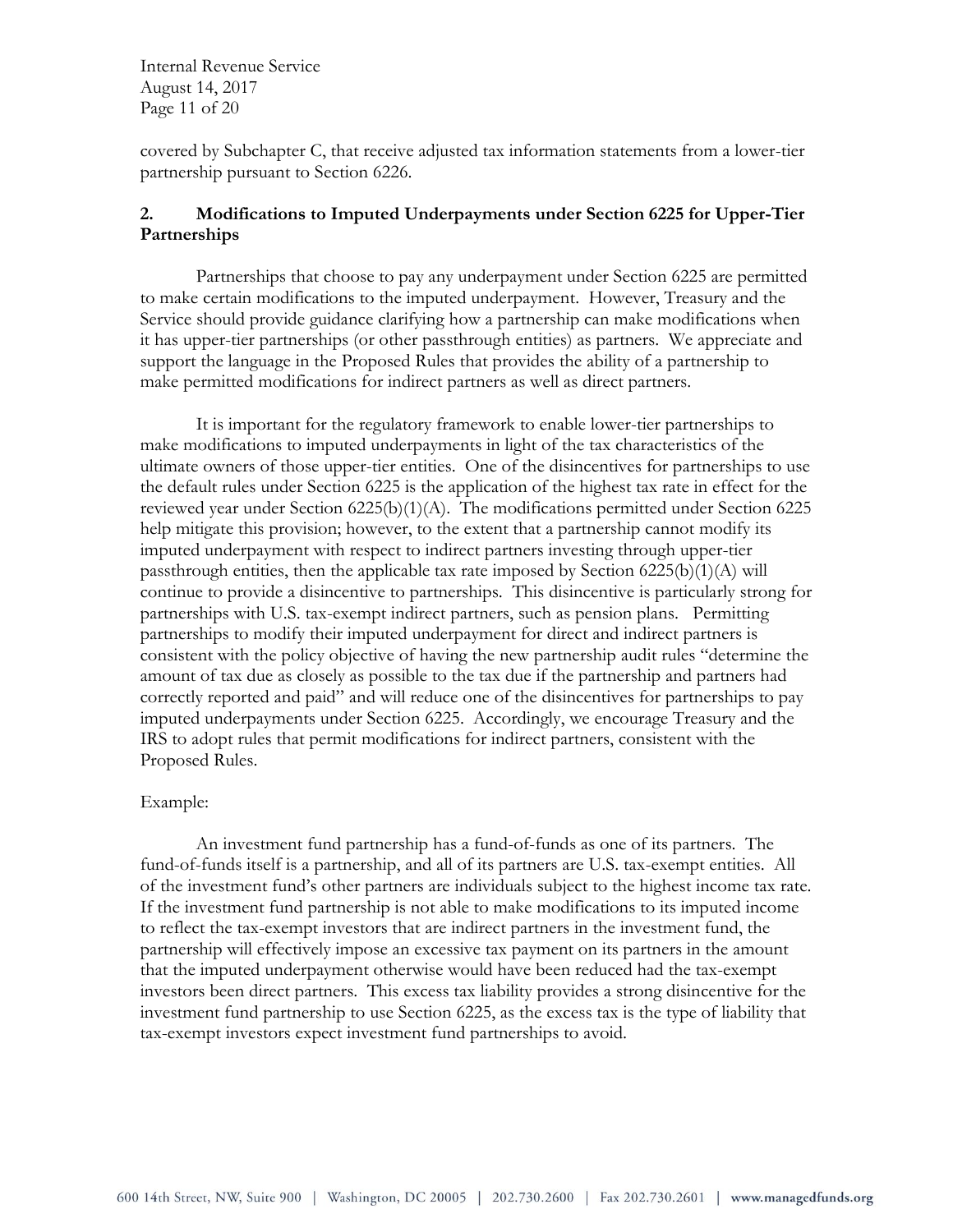covered by Subchapter C, that receive adjusted tax information statements from a lower-tier partnership pursuant to Section 6226.

## 2. Modifications to Imputed Underpayments under Section 6225 for Upper-Tier Partnerships

Partnerships that choose to pay any underpayment under Section 6225 are permitted to make certain modifications to the imputed underpayment. However, Treasury and the Service should provide guidance clarifying how a partnership can make modifications when it has upper-tier partnerships (or other passthrough entities) as partners. We appreciate and support the language in the Proposed Rules that provides the ability of a partnership to make permitted modifications for indirect partners as well as direct partners.

It is important for the regulatory framework to enable lower-tier partnerships to make modifications to imputed underpayments in light of the tax characteristics of the ultimate owners of those upper-tier entities. One of the disincentives for partnerships to use the default rules under Section 6225 is the application of the highest tax rate in effect for the reviewed year under Section 6225(b)(1)(A). The modifications permitted under Section 6225 help mitigate this provision; however, to the extent that a partnership cannot modify its imputed underpayment with respect to indirect partners investing through upper-tier passthrough entities, then the applicable tax rate imposed by Section 6225(b)(1)(A) will continue to provide a disincentive to partnerships. This disincentive is particularly strong for partnerships with U.S. tax-exempt indirect partners, such as pension plans. Permitting partnerships to modify their imputed underpayment for direct and indirect partners is consistent with the policy objective of having the new partnership audit rules "determine the amount of tax due as closely as possible to the tax due if the partnership and partners had correctly reported and paid" and will reduce one of the disincentives for partnerships to pay imputed underpayments under Section 6225. Accordingly, we encourage Treasury and the IRS to adopt rules that permit modifications for indirect partners, consistent with the Proposed Rules.

Example:

An investment fund partnership has a fund-of-funds as one of its partners. The fund-of-funds itself is a partnership, and all of its partners are U.S. tax-exempt entities. All of the investment fund's other partners are individuals subject to the highest income tax rate. If the investment fund partnership is not able to make modifications to its imputed income to reflect the tax-exempt investors that are indirect partners in the investment fund, the partnership will effectively impose an excessive tax payment on its partners in the amount that the imputed underpayment otherwise would have been reduced had the tax-exempt investors been direct partners. This excess tax liability provides a strong disincentive for the investment fund partnership to use Section 6225, as the excess tax is the type of liability that tax-exempt investors expect investment fund partnerships to avoid.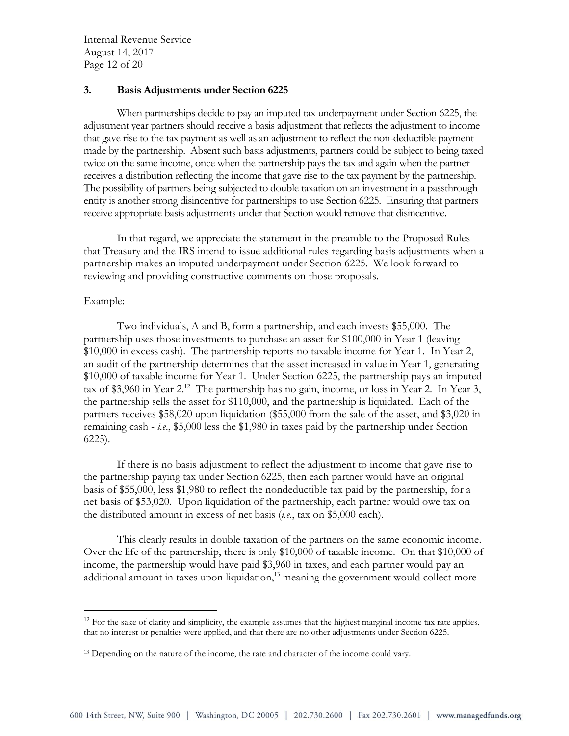### 3. Basis Adjustments under Section 6225

When partnerships decide to pay an imputed tax underpayment under Section 6225, the adjustment year partners should receive a basis adjustment that reflects the adjustment to income that gave rise to the tax payment as well as an adjustment to reflect the non-deductible payment made by the partnership. Absent such basis adjustments, partners could be subject to being taxed twice on the same income, once when the partnership pays the tax and again when the partner receives a distribution reflecting the income that gave rise to the tax payment by the partnership. The possibility of partners being subjected to double taxation on an investment in a passthrough entity is another strong disincentive for partnerships to use Section 6225. Ensuring that partners receive appropriate basis adjustments under that Section would remove that disincentive.

In that regard, we appreciate the statement in the preamble to the Proposed Rules that Treasury and the IRS intend to issue additional rules regarding basis adjustments when a partnership makes an imputed underpayment under Section 6225. We look forward to reviewing and providing constructive comments on those proposals.

Example:

Two individuals, A and B, form a partnership, and each invests $55,000. The partnership uses those investments to purchase an asset for $100,000 in Year 1 (leaving $10,000 in excess cash). The partnership reports no taxable income for Year 1. In Year 2, an audit of the partnership determines that the asset increased in value in Year 1, generating $10,000 of taxable income for Year 1. Under Section 6225, the partnership pays an imputed tax of $3,960 in Year 2.[12] The partnership has no gain, income, or loss in Year 2. In Year 3, the partnership sells the asset for $110,000, and the partnership is liquidated. Each of the partners receives $58,020 upon liquidation ($55,000 from the sale of the asset, and $3,020 in remaining cash - *i.e.*, $5,000 less the $1,980 in taxes paid by the partnership under Section 6225).

If there is no basis adjustment to reflect the adjustment to income that gave rise to the partnership paying tax under Section 6225, then each partner would have an original basis of $55,000, less $1,980 to reflect the nondeductible tax paid by the partnership, for a net basis of $53,020. Upon liquidation of the partnership, each partner would owe tax on the distributed amount in excess of net basis (*i.e.*, tax on $5,000 each).

This clearly results in double taxation of the partners on the same economic income. Over the life of the partnership, there is only $10,000 of taxable income. On that $10,000 of income, the partnership would have paid $3,960 in taxes, and each partner would pay an additional amount in taxes upon liquidation,[13] meaning the government would collect more

---

[12] For the sake of clarity and simplicity, the example assumes that the highest marginal income tax rate applies, that no interest or penalties were applied, and that there are no other adjustments under Section 6225.

[13] Depending on the nature of the income, the rate and character of the income could vary.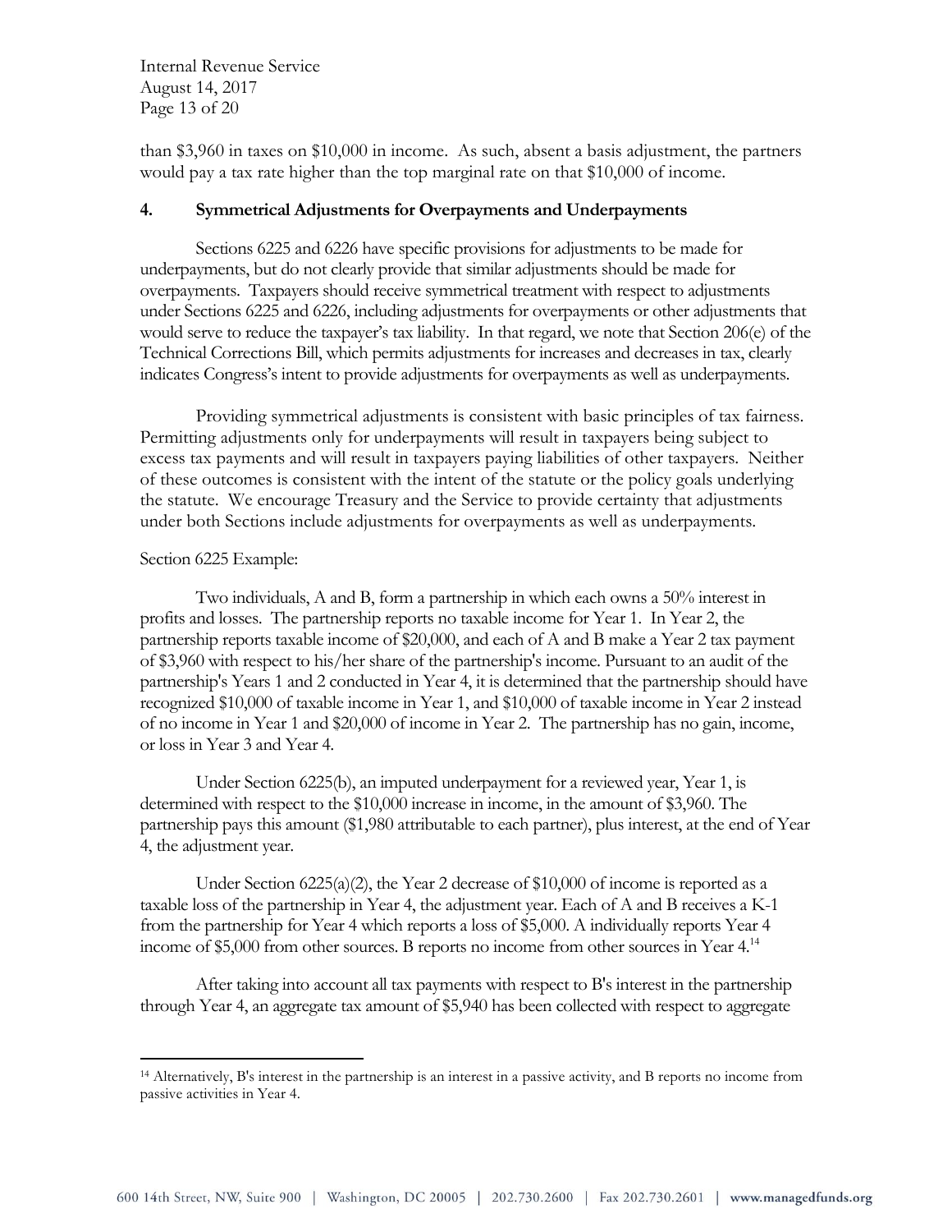than $3,960 in taxes on $10,000 in income. As such, absent a basis adjustment, the partners would pay a tax rate higher than the top marginal rate on that $10,000 of income.

## 4. Symmetrical Adjustments for Overpayments and Underpayments

Sections 6225 and 6226 have specific provisions for adjustments to be made for underpayments, but do not clearly provide that similar adjustments should be made for overpayments. Taxpayers should receive symmetrical treatment with respect to adjustments under Sections 6225 and 6226, including adjustments for overpayments or other adjustments that would serve to reduce the taxpayer's tax liability. In that regard, we note that Section 206(e) of the Technical Corrections Bill, which permits adjustments for increases and decreases in tax, clearly indicates Congress's intent to provide adjustments for overpayments as well as underpayments.

Providing symmetrical adjustments is consistent with basic principles of tax fairness. Permitting adjustments only for underpayments will result in taxpayers being subject to excess tax payments and will result in taxpayers paying liabilities of other taxpayers. Neither of these outcomes is consistent with the intent of the statute or the policy goals underlying the statute. We encourage Treasury and the Service to provide certainty that adjustments under both Sections include adjustments for overpayments as well as underpayments.

Section 6225 Example:

Two individuals, A and B, form a partnership in which each owns a 50% interest in profits and losses. The partnership reports no taxable income for Year 1. In Year 2, the partnership reports taxable income of $20,000, and each of A and B make a Year 2 tax payment of $3,960 with respect to his/her share of the partnership's income. Pursuant to an audit of the partnership's Years 1 and 2 conducted in Year 4, it is determined that the partnership should have recognized $10,000 of taxable income in Year 1, and $10,000 of taxable income in Year 2 instead of no income in Year 1 and $20,000 of income in Year 2. The partnership has no gain, income, or loss in Year 3 and Year 4.

Under Section 6225(b), an imputed underpayment for a reviewed year, Year 1, is determined with respect to the $10,000 increase in income, in the amount of $3,960. The partnership pays this amount ($1,980 attributable to each partner), plus interest, at the end of Year 4, the adjustment year.

Under Section 6225(a)(2), the Year 2 decrease of $10,000 of income is reported as a taxable loss of the partnership in Year 4, the adjustment year. Each of A and B receives a K-1 from the partnership for Year 4 which reports a loss of $5,000. A individually reports Year 4 income of $5,000 from other sources. B reports no income from other sources in Year 4.[14]

After taking into account all tax payments with respect to B's interest in the partnership through Year 4, an aggregate tax amount of $5,940 has been collected with respect to aggregate

---

[14] Alternatively, B's interest in the partnership is an interest in a passive activity, and B reports no income from passive activities in Year 4.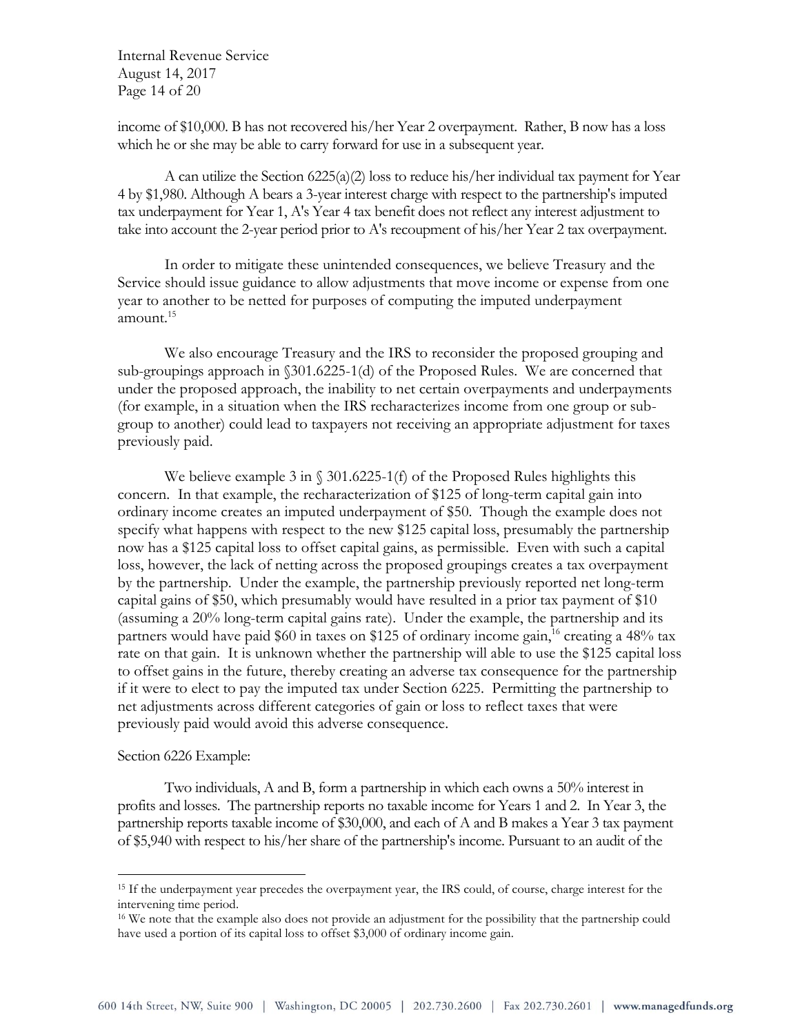income of $10,000. B has not recovered his/her Year 2 overpayment. Rather, B now has a loss which he or she may be able to carry forward for use in a subsequent year.

A can utilize the Section 6225(a)(2) loss to reduce his/her individual tax payment for Year 4 by $1,980. Although A bears a 3-year interest charge with respect to the partnership's imputed tax underpayment for Year 1, A's Year 4 tax benefit does not reflect any interest adjustment to take into account the 2-year period prior to A's recoupment of his/her Year 2 tax overpayment.

In order to mitigate these unintended consequences, we believe Treasury and the Service should issue guidance to allow adjustments that move income or expense from one year to another to be netted for purposes of computing the imputed underpayment amount.[15]

We also encourage Treasury and the IRS to reconsider the proposed grouping and sub-groupings approach in §301.6225-1(d) of the Proposed Rules. We are concerned that under the proposed approach, the inability to net certain overpayments and underpayments (for example, in a situation when the IRS recharacterizes income from one group or sub-group to another) could lead to taxpayers not receiving an appropriate adjustment for taxes previously paid.

We believe example 3 in § 301.6225-1(f) of the Proposed Rules highlights this concern. In that example, the recharacterization of $125 of long-term capital gain into ordinary income creates an imputed underpayment of $50. Though the example does not specify what happens with respect to the new $125 capital loss, presumably the partnership now has a $125 capital loss to offset capital gains, as permissible. Even with such a capital loss, however, the lack of netting across the proposed groupings creates a tax overpayment by the partnership. Under the example, the partnership previously reported net long-term capital gains of $50, which presumably would have resulted in a prior tax payment of $10 (assuming a 20% long-term capital gains rate). Under the example, the partnership and its partners would have paid $60 in taxes on $125 of ordinary income gain,[16] creating a 48% tax rate on that gain. It is unknown whether the partnership will able to use the $125 capital loss to offset gains in the future, thereby creating an adverse tax consequence for the partnership if it were to elect to pay the imputed tax under Section 6225. Permitting the partnership to net adjustments across different categories of gain or loss to reflect taxes that were previously paid would avoid this adverse consequence.

Section 6226 Example:

Two individuals, A and B, form a partnership in which each owns a 50% interest in profits and losses. The partnership reports no taxable income for Years 1 and 2. In Year 3, the partnership reports taxable income of $30,000, and each of A and B makes a Year 3 tax payment of $5,940 with respect to his/her share of the partnership's income. Pursuant to an audit of the

---

[15] If the underpayment year precedes the overpayment year, the IRS could, of course, charge interest for the intervening time period.

[16] We note that the example also does not provide an adjustment for the possibility that the partnership could have used a portion of its capital loss to offset $3,000 of ordinary income gain.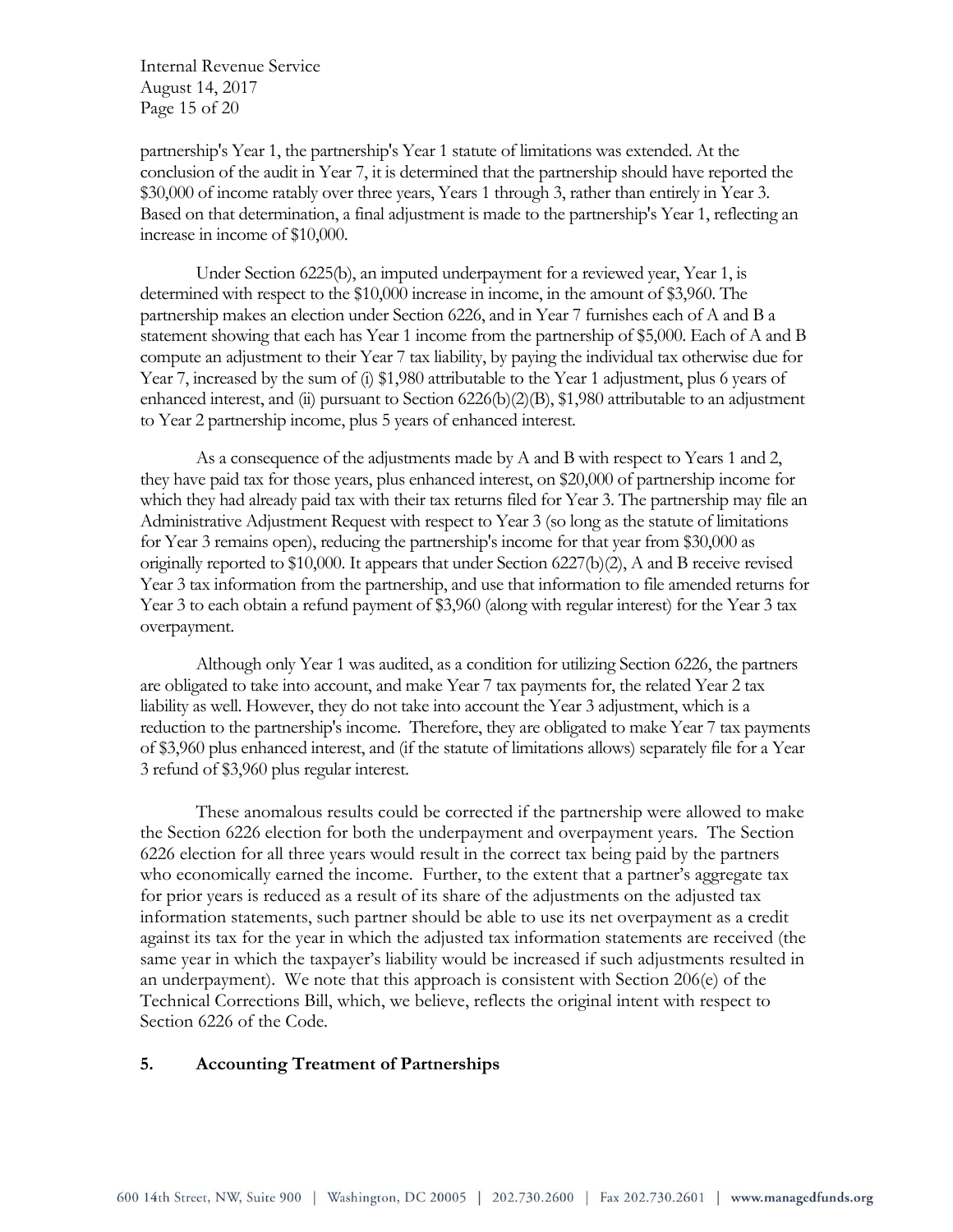partnership's Year 1, the partnership's Year 1 statute of limitations was extended. At the conclusion of the audit in Year 7, it is determined that the partnership should have reported the $30,000 of income ratably over three years, Years 1 through 3, rather than entirely in Year 3. Based on that determination, a final adjustment is made to the partnership's Year 1, reflecting an increase in income of $10,000.

Under Section 6225(b), an imputed underpayment for a reviewed year, Year 1, is determined with respect to the $10,000 increase in income, in the amount of $3,960. The partnership makes an election under Section 6226, and in Year 7 furnishes each of A and B a statement showing that each has Year 1 income from the partnership of $5,000. Each of A and B compute an adjustment to their Year 7 tax liability, by paying the individual tax otherwise due for Year 7, increased by the sum of (i) $1,980 attributable to the Year 1 adjustment, plus 6 years of enhanced interest, and (ii) pursuant to Section 6226(b)(2)(B), $1,980 attributable to an adjustment to Year 2 partnership income, plus 5 years of enhanced interest.

As a consequence of the adjustments made by A and B with respect to Years 1 and 2, they have paid tax for those years, plus enhanced interest, on $20,000 of partnership income for which they had already paid tax with their tax returns filed for Year 3. The partnership may file an Administrative Adjustment Request with respect to Year 3 (so long as the statute of limitations for Year 3 remains open), reducing the partnership's income for that year from $30,000 as originally reported to $10,000. It appears that under Section 6227(b)(2), A and B receive revised Year 3 tax information from the partnership, and use that information to file amended returns for Year 3 to each obtain a refund payment of $3,960 (along with regular interest) for the Year 3 tax overpayment.

Although only Year 1 was audited, as a condition for utilizing Section 6226, the partners are obligated to take into account, and make Year 7 tax payments for, the related Year 2 tax liability as well. However, they do not take into account the Year 3 adjustment, which is a reduction to the partnership's income. Therefore, they are obligated to make Year 7 tax payments of $3,960 plus enhanced interest, and (if the statute of limitations allows) separately file for a Year 3 refund of $3,960 plus regular interest.

These anomalous results could be corrected if the partnership were allowed to make the Section 6226 election for both the underpayment and overpayment years. The Section 6226 election for all three years would result in the correct tax being paid by the partners who economically earned the income. Further, to the extent that a partner's aggregate tax for prior years is reduced as a result of its share of the adjustments on the adjusted tax information statements, such partner should be able to use its net overpayment as a credit against its tax for the year in which the adjusted tax information statements are received (the same year in which the taxpayer's liability would be increased if such adjustments resulted in an underpayment). We note that this approach is consistent with Section 206(e) of the Technical Corrections Bill, which, we believe, reflects the original intent with respect to Section 6226 of the Code.

## 5. Accounting Treatment of Partnerships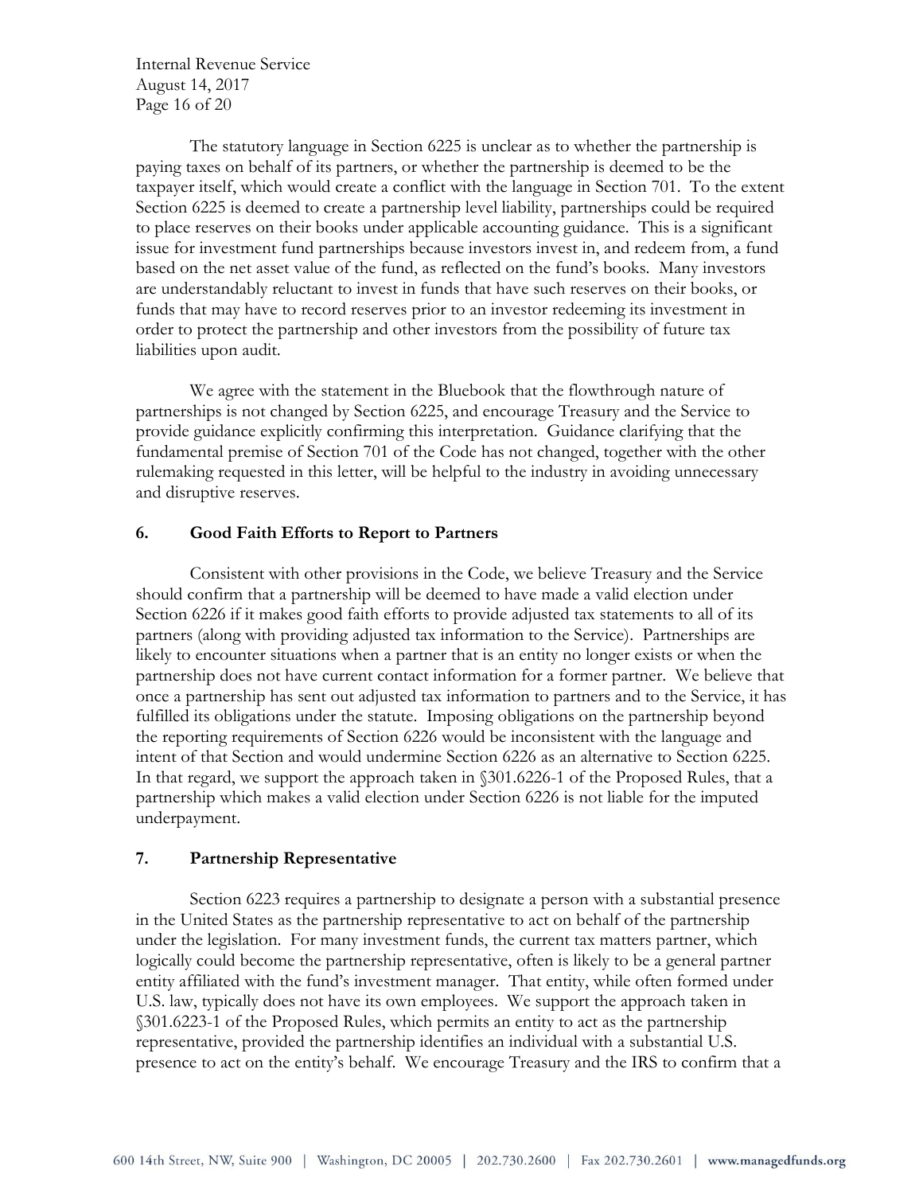The statutory language in Section 6225 is unclear as to whether the partnership is paying taxes on behalf of its partners, or whether the partnership is deemed to be the taxpayer itself, which would create a conflict with the language in Section 701. To the extent Section 6225 is deemed to create a partnership level liability, partnerships could be required to place reserves on their books under applicable accounting guidance. This is a significant issue for investment fund partnerships because investors invest in, and redeem from, a fund based on the net asset value of the fund, as reflected on the fund's books. Many investors are understandably reluctant to invest in funds that have such reserves on their books, or funds that may have to record reserves prior to an investor redeeming its investment in order to protect the partnership and other investors from the possibility of future tax liabilities upon audit.

We agree with the statement in the Bluebook that the flowthrough nature of partnerships is not changed by Section 6225, and encourage Treasury and the Service to provide guidance explicitly confirming this interpretation. Guidance clarifying that the fundamental premise of Section 701 of the Code has not changed, together with the other rulemaking requested in this letter, will be helpful to the industry in avoiding unnecessary and disruptive reserves.

## 6. Good Faith Efforts to Report to Partners

Consistent with other provisions in the Code, we believe Treasury and the Service should confirm that a partnership will be deemed to have made a valid election under Section 6226 if it makes good faith efforts to provide adjusted tax statements to all of its partners (along with providing adjusted tax information to the Service). Partnerships are likely to encounter situations when a partner that is an entity no longer exists or when the partnership does not have current contact information for a former partner. We believe that once a partnership has sent out adjusted tax information to partners and to the Service, it has fulfilled its obligations under the statute. Imposing obligations on the partnership beyond the reporting requirements of Section 6226 would be inconsistent with the language and intent of that Section and would undermine Section 6226 as an alternative to Section 6225. In that regard, we support the approach taken in §301.6226-1 of the Proposed Rules, that a partnership which makes a valid election under Section 6226 is not liable for the imputed underpayment.

## 7. Partnership Representative

Section 6223 requires a partnership to designate a person with a substantial presence in the United States as the partnership representative to act on behalf of the partnership under the legislation. For many investment funds, the current tax matters partner, which logically could become the partnership representative, often is likely to be a general partner entity affiliated with the fund's investment manager. That entity, while often formed under U.S. law, typically does not have its own employees. We support the approach taken in §301.6223-1 of the Proposed Rules, which permits an entity to act as the partnership representative, provided the partnership identifies an individual with a substantial U.S. presence to act on the entity's behalf. We encourage Treasury and the IRS to confirm that a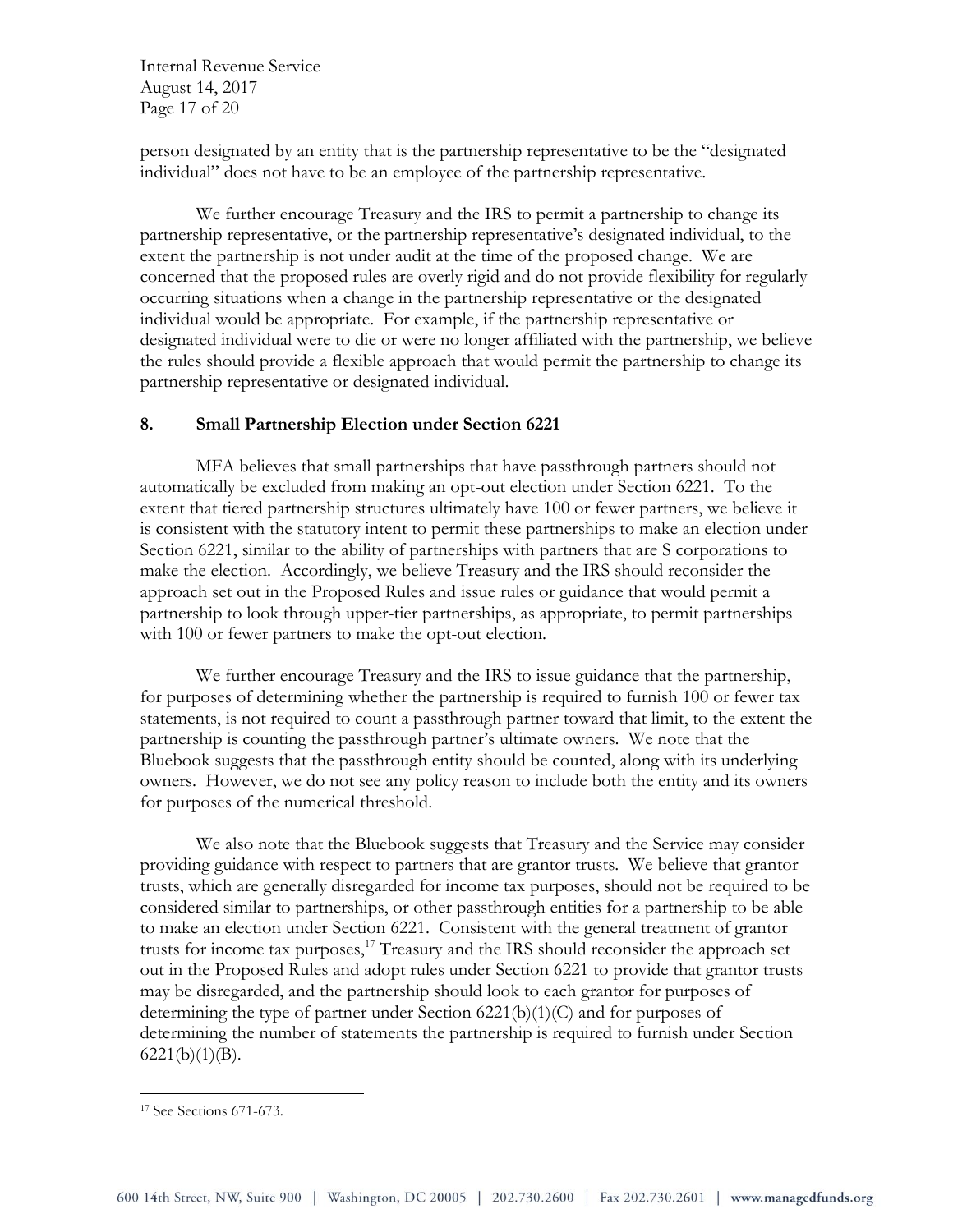person designated by an entity that is the partnership representative to be the "designated individual" does not have to be an employee of the partnership representative.

We further encourage Treasury and the IRS to permit a partnership to change its partnership representative, or the partnership representative's designated individual, to the extent the partnership is not under audit at the time of the proposed change. We are concerned that the proposed rules are overly rigid and do not provide flexibility for regularly occurring situations when a change in the partnership representative or the designated individual would be appropriate. For example, if the partnership representative or designated individual were to die or were no longer affiliated with the partnership, we believe the rules should provide a flexible approach that would permit the partnership to change its partnership representative or designated individual.

## 8. Small Partnership Election under Section 6221

MFA believes that small partnerships that have passthrough partners should not automatically be excluded from making an opt-out election under Section 6221. To the extent that tiered partnership structures ultimately have 100 or fewer partners, we believe it is consistent with the statutory intent to permit these partnerships to make an election under Section 6221, similar to the ability of partnerships with partners that are S corporations to make the election. Accordingly, we believe Treasury and the IRS should reconsider the approach set out in the Proposed Rules and issue rules or guidance that would permit a partnership to look through upper-tier partnerships, as appropriate, to permit partnerships with 100 or fewer partners to make the opt-out election.

We further encourage Treasury and the IRS to issue guidance that the partnership, for purposes of determining whether the partnership is required to furnish 100 or fewer tax statements, is not required to count a passthrough partner toward that limit, to the extent the partnership is counting the passthrough partner's ultimate owners. We note that the Bluebook suggests that the passthrough entity should be counted, along with its underlying owners. However, we do not see any policy reason to include both the entity and its owners for purposes of the numerical threshold.

We also note that the Bluebook suggests that Treasury and the Service may consider providing guidance with respect to partners that are grantor trusts. We believe that grantor trusts, which are generally disregarded for income tax purposes, should not be required to be considered similar to partnerships, or other passthrough entities for a partnership to be able to make an election under Section 6221. Consistent with the general treatment of grantor trusts for income tax purposes,[17] Treasury and the IRS should reconsider the approach set out in the Proposed Rules and adopt rules under Section 6221 to provide that grantor trusts may be disregarded, and the partnership should look to each grantor for purposes of determining the type of partner under Section 6221(b)(1)(C) and for purposes of determining the number of statements the partnership is required to furnish under Section 6221(b)(1)(B).

---

[17] See Sections 671-673.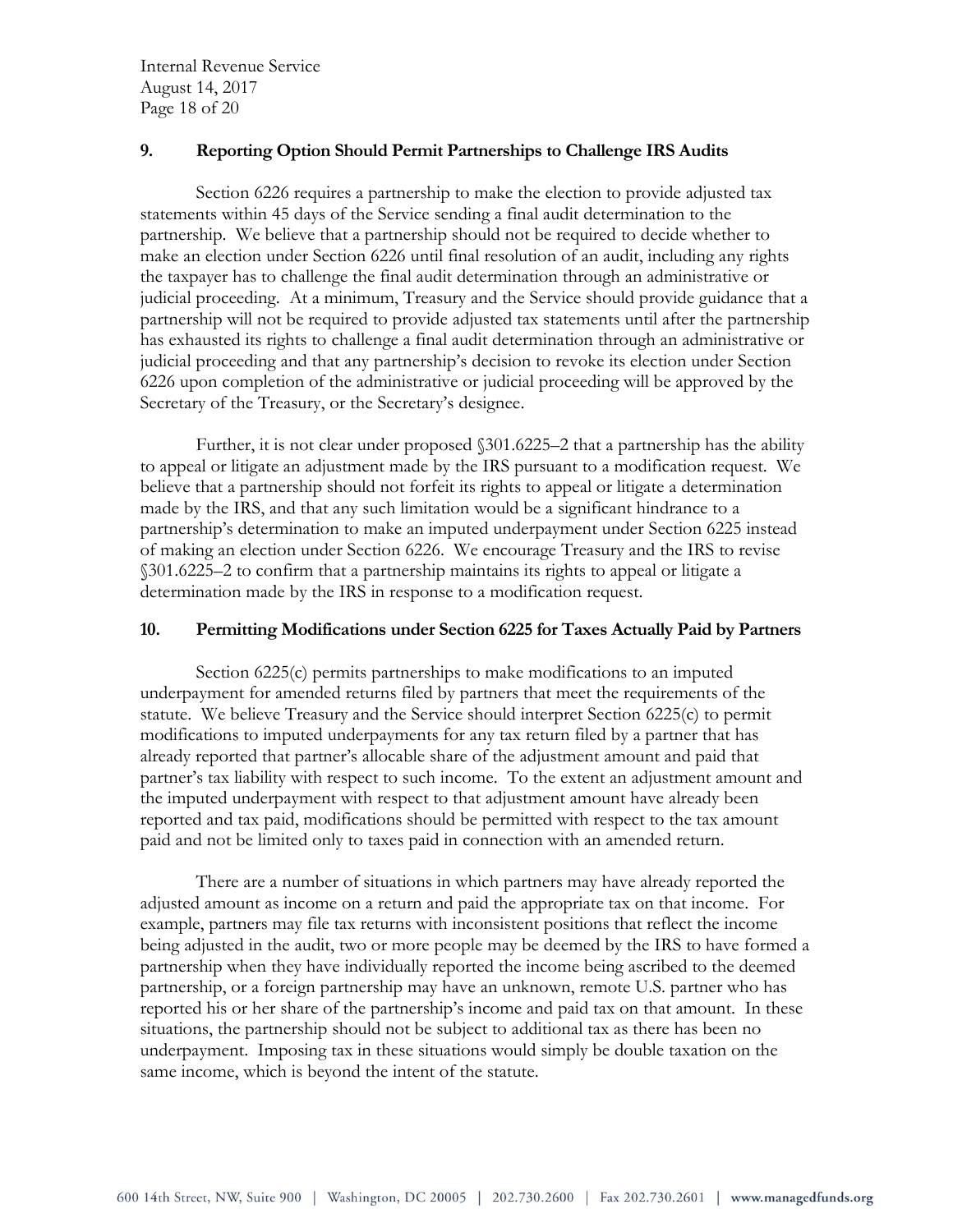### 9. Reporting Option Should Permit Partnerships to Challenge IRS Audits

Section 6226 requires a partnership to make the election to provide adjusted tax statements within 45 days of the Service sending a final audit determination to the partnership. We believe that a partnership should not be required to decide whether to make an election under Section 6226 until final resolution of an audit, including any rights the taxpayer has to challenge the final audit determination through an administrative or judicial proceeding. At a minimum, Treasury and the Service should provide guidance that a partnership will not be required to provide adjusted tax statements until after the partnership has exhausted its rights to challenge a final audit determination through an administrative or judicial proceeding and that any partnership's decision to revoke its election under Section 6226 upon completion of the administrative or judicial proceeding will be approved by the Secretary of the Treasury, or the Secretary's designee.

Further, it is not clear under proposed §301.6225–2 that a partnership has the ability to appeal or litigate an adjustment made by the IRS pursuant to a modification request. We believe that a partnership should not forfeit its rights to appeal or litigate a determination made by the IRS, and that any such limitation would be a significant hindrance to a partnership's determination to make an imputed underpayment under Section 6225 instead of making an election under Section 6226. We encourage Treasury and the IRS to revise §301.6225–2 to confirm that a partnership maintains its rights to appeal or litigate a determination made by the IRS in response to a modification request.

### 10. Permitting Modifications under Section 6225 for Taxes Actually Paid by Partners

Section 6225(c) permits partnerships to make modifications to an imputed underpayment for amended returns filed by partners that meet the requirements of the statute. We believe Treasury and the Service should interpret Section 6225(c) to permit modifications to imputed underpayments for any tax return filed by a partner that has already reported that partner's allocable share of the adjustment amount and paid that partner's tax liability with respect to such income. To the extent an adjustment amount and the imputed underpayment with respect to that adjustment amount have already been reported and tax paid, modifications should be permitted with respect to the tax amount paid and not be limited only to taxes paid in connection with an amended return.

There are a number of situations in which partners may have already reported the adjusted amount as income on a return and paid the appropriate tax on that income. For example, partners may file tax returns with inconsistent positions that reflect the income being adjusted in the audit, two or more people may be deemed by the IRS to have formed a partnership when they have individually reported the income being ascribed to the deemed partnership, or a foreign partnership may have an unknown, remote U.S. partner who has reported his or her share of the partnership's income and paid tax on that amount. In these situations, the partnership should not be subject to additional tax as there has been no underpayment. Imposing tax in these situations would simply be double taxation on the same income, which is beyond the intent of the statute.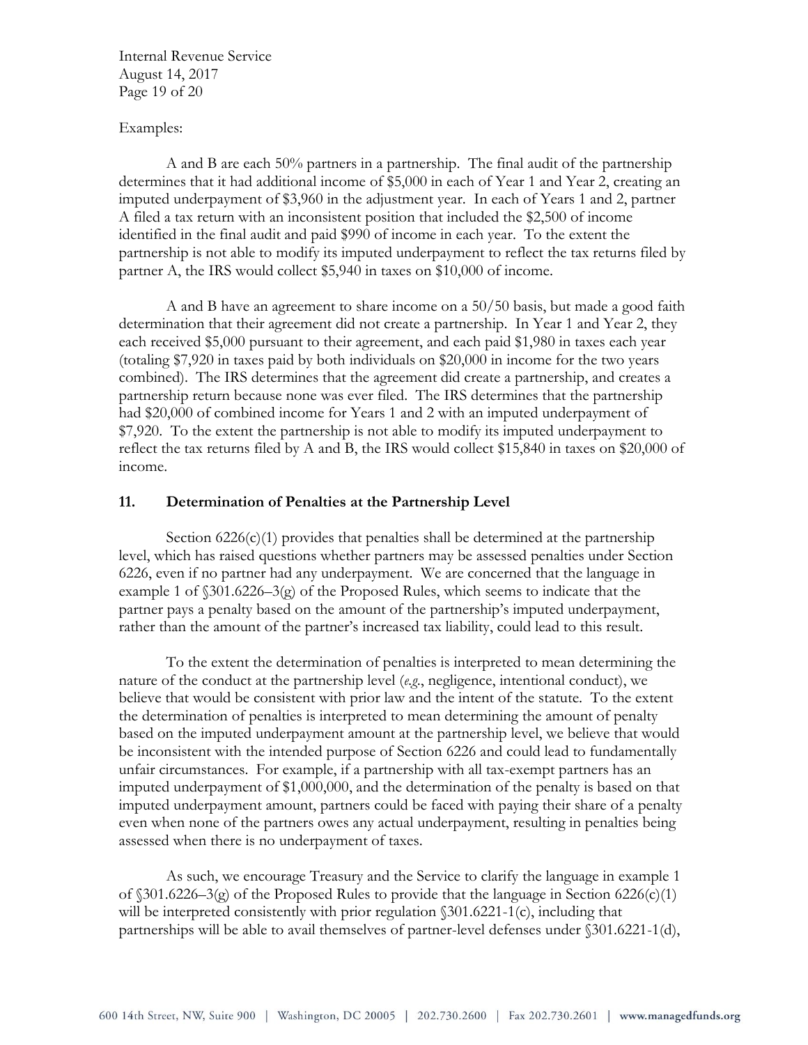Examples:

A and B are each 50% partners in a partnership. The final audit of the partnership determines that it had additional income of $5,000 in each of Year 1 and Year 2, creating an imputed underpayment of $3,960 in the adjustment year. In each of Years 1 and 2, partner A filed a tax return with an inconsistent position that included the $2,500 of income identified in the final audit and paid $990 of income in each year. To the extent the partnership is not able to modify its imputed underpayment to reflect the tax returns filed by partner A, the IRS would collect $5,940 in taxes on $10,000 of income.

A and B have an agreement to share income on a 50/50 basis, but made a good faith determination that their agreement did not create a partnership. In Year 1 and Year 2, they each received $5,000 pursuant to their agreement, and each paid $1,980 in taxes each year (totaling $7,920 in taxes paid by both individuals on $20,000 in income for the two years combined). The IRS determines that the agreement did create a partnership, and creates a partnership return because none was ever filed. The IRS determines that the partnership had $20,000 of combined income for Years 1 and 2 with an imputed underpayment of $7,920. To the extent the partnership is not able to modify its imputed underpayment to reflect the tax returns filed by A and B, the IRS would collect $15,840 in taxes on $20,000 of income.

## 11. Determination of Penalties at the Partnership Level

Section 6226(c)(1) provides that penalties shall be determined at the partnership level, which has raised questions whether partners may be assessed penalties under Section 6226, even if no partner had any underpayment. We are concerned that the language in example 1 of §301.6226–3(g) of the Proposed Rules, which seems to indicate that the partner pays a penalty based on the amount of the partnership's imputed underpayment, rather than the amount of the partner's increased tax liability, could lead to this result.

To the extent the determination of penalties is interpreted to mean determining the nature of the conduct at the partnership level (*e.g.*, negligence, intentional conduct), we believe that would be consistent with prior law and the intent of the statute. To the extent the determination of penalties is interpreted to mean determining the amount of penalty based on the imputed underpayment amount at the partnership level, we believe that would be inconsistent with the intended purpose of Section 6226 and could lead to fundamentally unfair circumstances. For example, if a partnership with all tax-exempt partners has an imputed underpayment of $1,000,000, and the determination of the penalty is based on that imputed underpayment amount, partners could be faced with paying their share of a penalty even when none of the partners owes any actual underpayment, resulting in penalties being assessed when there is no underpayment of taxes.

As such, we encourage Treasury and the Service to clarify the language in example 1 of §301.6226–3(g) of the Proposed Rules to provide that the language in Section 6226(c)(1) will be interpreted consistently with prior regulation §301.6221-1(c), including that partnerships will be able to avail themselves of partner-level defenses under §301.6221-1(d),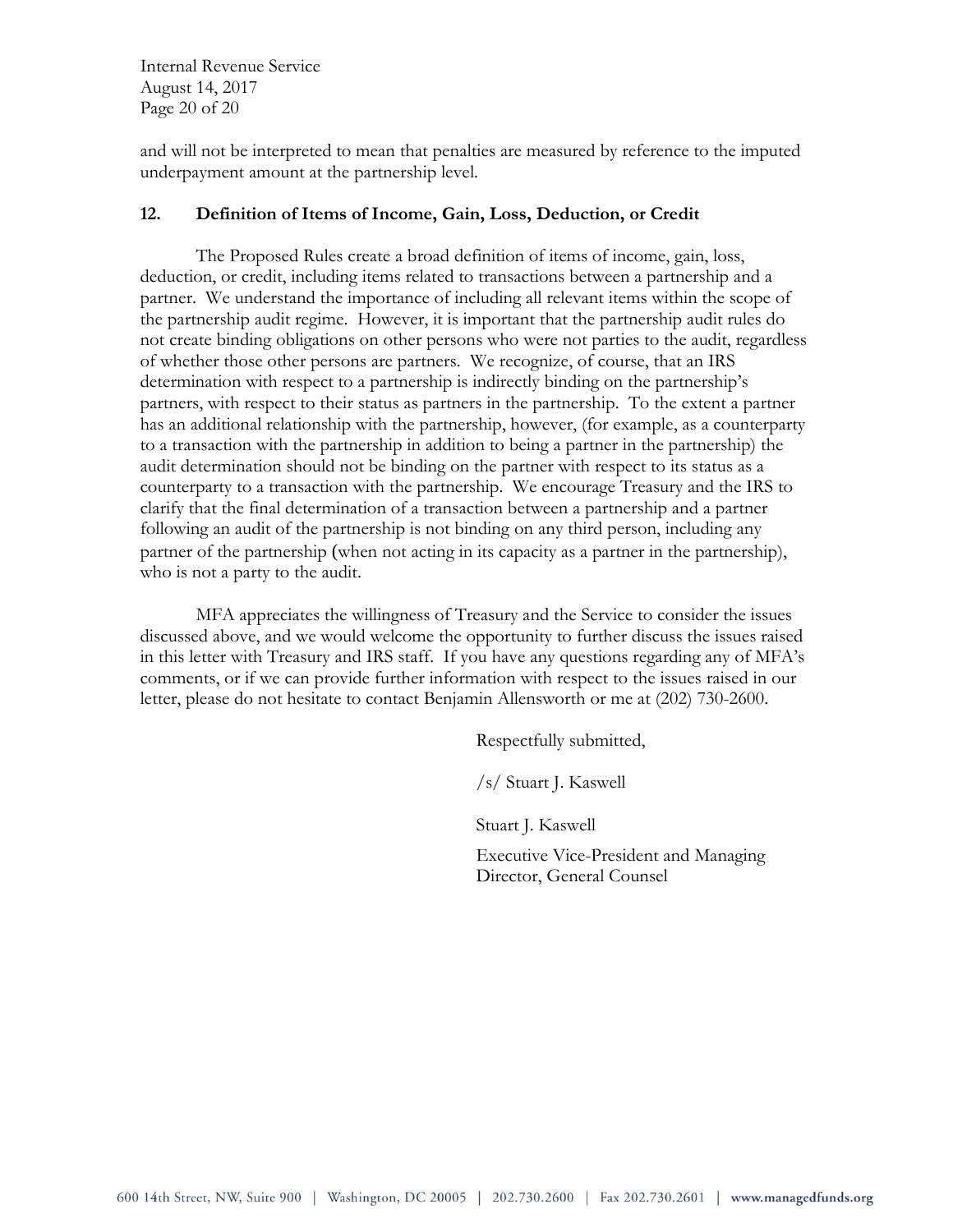and will not be interpreted to mean that penalties are measured by reference to the imputed underpayment amount at the partnership level.

### 12. Definition of Items of Income, Gain, Loss, Deduction, or Credit

The Proposed Rules create a broad definition of items of income, gain, loss, deduction, or credit, including items related to transactions between a partnership and a partner. We understand the importance of including all relevant items within the scope of the partnership audit regime. However, it is important that the partnership audit rules do not create binding obligations on other persons who were not parties to the audit, regardless of whether those other persons are partners. We recognize, of course, that an IRS determination with respect to a partnership is indirectly binding on the partnership's partners, with respect to their status as partners in the partnership. To the extent a partner has an additional relationship with the partnership, however, (for example, as a counterparty to a transaction with the partnership in addition to being a partner in the partnership) the audit determination should not be binding on the partner with respect to its status as a counterparty to a transaction with the partnership. We encourage Treasury and the IRS to clarify that the final determination of a transaction between a partnership and a partner following an audit of the partnership is not binding on any third person, including any partner of the partnership (when not acting in its capacity as a partner in the partnership), who is not a party to the audit.

MFA appreciates the willingness of Treasury and the Service to consider the issues discussed above, and we would welcome the opportunity to further discuss the issues raised in this letter with Treasury and IRS staff. If you have any questions regarding any of MFA's comments, or if we can provide further information with respect to the issues raised in our letter, please do not hesitate to contact Benjamin Allensworth or me at (202) 730-2600.

Respectfully submitted,

/s/ Stuart J. Kaswell

Stuart J. Kaswell

Executive Vice-President and Managing Director, General Counsel